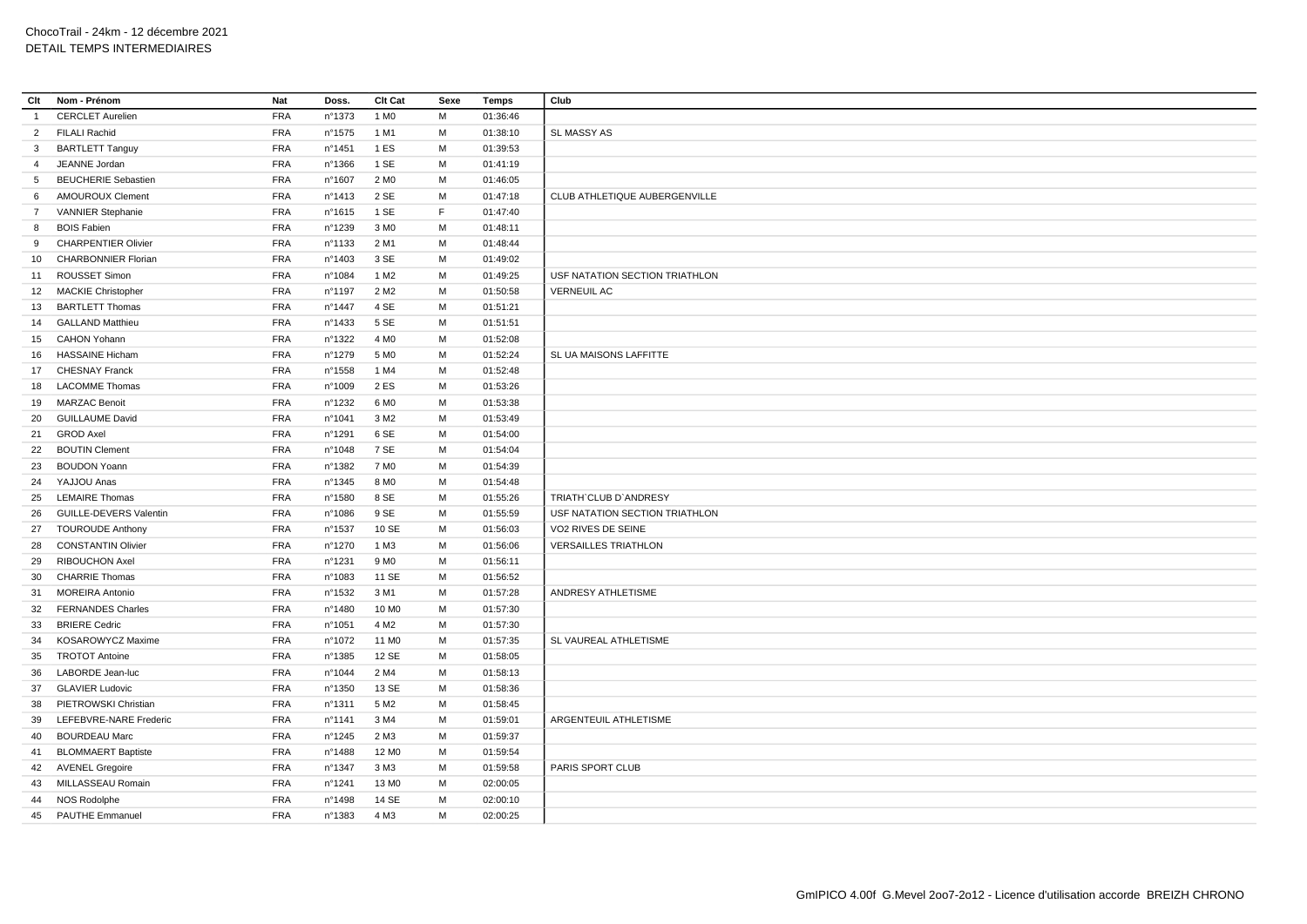ChocoTrail - 24km - 12 décembre 2021
DETAIL TEMPS INTERMEDIAIRES

| Clt | Nom - Prénom | Nat | Doss. | Clt Cat | Sexe | Temps | Club |
|---|---|---|---|---|---|---|---|
| 1 | CERCLET Aurelien | FRA | n°1373 | 1 M0 | M | 01:36:46 | |
| 2 | FILALI Rachid | FRA | n°1575 | 1 M1 | M | 01:38:10 | SL MASSY AS |
| 3 | BARTLETT Tanguy | FRA | n°1451 | 1 ES | M | 01:39:53 | |
| 4 | JEANNE Jordan | FRA | n°1366 | 1 SE | M | 01:41:19 | |
| 5 | BEUCHERIE Sebastien | FRA | n°1607 | 2 M0 | M | 01:46:05 | |
| 6 | AMOUROUX Clement | FRA | n°1413 | 2 SE | M | 01:47:18 | CLUB ATHLETIQUE AUBERGENVILLE |
| 7 | VANNIER Stephanie | FRA | n°1615 | 1 SE | F | 01:47:40 | |
| 8 | BOIS Fabien | FRA | n°1239 | 3 M0 | M | 01:48:11 | |
| 9 | CHARPENTIER Olivier | FRA | n°1133 | 2 M1 | M | 01:48:44 | |
| 10 | CHARBONNIER Florian | FRA | n°1403 | 3 SE | M | 01:49:02 | |
| 11 | ROUSSET Simon | FRA | n°1084 | 1 M2 | M | 01:49:25 | USF NATATION SECTION TRIATHLON |
| 12 | MACKIE Christopher | FRA | n°1197 | 2 M2 | M | 01:50:58 | VERNEUIL AC |
| 13 | BARTLETT Thomas | FRA | n°1447 | 4 SE | M | 01:51:21 | |
| 14 | GALLAND Matthieu | FRA | n°1433 | 5 SE | M | 01:51:51 | |
| 15 | CAHON Yohann | FRA | n°1322 | 4 M0 | M | 01:52:08 | |
| 16 | HASSAINE Hicham | FRA | n°1279 | 5 M0 | M | 01:52:24 | SL UA MAISONS LAFFITTE |
| 17 | CHESNAY Franck | FRA | n°1558 | 1 M4 | M | 01:52:48 | |
| 18 | LACOMME Thomas | FRA | n°1009 | 2 ES | M | 01:53:26 | |
| 19 | MARZAC Benoit | FRA | n°1232 | 6 M0 | M | 01:53:38 | |
| 20 | GUILLAUME David | FRA | n°1041 | 3 M2 | M | 01:53:49 | |
| 21 | GROD Axel | FRA | n°1291 | 6 SE | M | 01:54:00 | |
| 22 | BOUTIN Clement | FRA | n°1048 | 7 SE | M | 01:54:04 | |
| 23 | BOUDON Yoann | FRA | n°1382 | 7 M0 | M | 01:54:39 | |
| 24 | YAJJOU Anas | FRA | n°1345 | 8 M0 | M | 01:54:48 | |
| 25 | LEMAIRE Thomas | FRA | n°1580 | 8 SE | M | 01:55:26 | TRIATH`CLUB D`ANDRESY |
| 26 | GUILLE-DEVERS Valentin | FRA | n°1086 | 9 SE | M | 01:55:59 | USF NATATION SECTION TRIATHLON |
| 27 | TOUROUDE Anthony | FRA | n°1537 | 10 SE | M | 01:56:03 | VO2 RIVES DE SEINE |
| 28 | CONSTANTIN Olivier | FRA | n°1270 | 1 M3 | M | 01:56:06 | VERSAILLES TRIATHLON |
| 29 | RIBOUCHON Axel | FRA | n°1231 | 9 M0 | M | 01:56:11 | |
| 30 | CHARRIE Thomas | FRA | n°1083 | 11 SE | M | 01:56:52 | |
| 31 | MOREIRA Antonio | FRA | n°1532 | 3 M1 | M | 01:57:28 | ANDRESY ATHLETISME |
| 32 | FERNANDES Charles | FRA | n°1480 | 10 M0 | M | 01:57:30 | |
| 33 | BRIERE Cedric | FRA | n°1051 | 4 M2 | M | 01:57:30 | |
| 34 | KOSAROWYCZ Maxime | FRA | n°1072 | 11 M0 | M | 01:57:35 | SL VAUREAL ATHLETISME |
| 35 | TROTOT Antoine | FRA | n°1385 | 12 SE | M | 01:58:05 | |
| 36 | LABORDE Jean-luc | FRA | n°1044 | 2 M4 | M | 01:58:13 | |
| 37 | GLAVIER Ludovic | FRA | n°1350 | 13 SE | M | 01:58:36 | |
| 38 | PIETROWSKI Christian | FRA | n°1311 | 5 M2 | M | 01:58:45 | |
| 39 | LEFEBVRE-NARE Frederic | FRA | n°1141 | 3 M4 | M | 01:59:01 | ARGENTEUIL ATHLETISME |
| 40 | BOURDEAU Marc | FRA | n°1245 | 2 M3 | M | 01:59:37 | |
| 41 | BLOMMAERT Baptiste | FRA | n°1488 | 12 M0 | M | 01:59:54 | |
| 42 | AVENEL Gregoire | FRA | n°1347 | 3 M3 | M | 01:59:58 | PARIS SPORT CLUB |
| 43 | MILLASSEAU Romain | FRA | n°1241 | 13 M0 | M | 02:00:05 | |
| 44 | NOS Rodolphe | FRA | n°1498 | 14 SE | M | 02:00:10 | |
| 45 | PAUTHE Emmanuel | FRA | n°1383 | 4 M3 | M | 02:00:25 | |

GmIPICO 4.00f G.Mevel 2oo7-2o12 - Licence d'utilisation accorde BREIZH CHRONO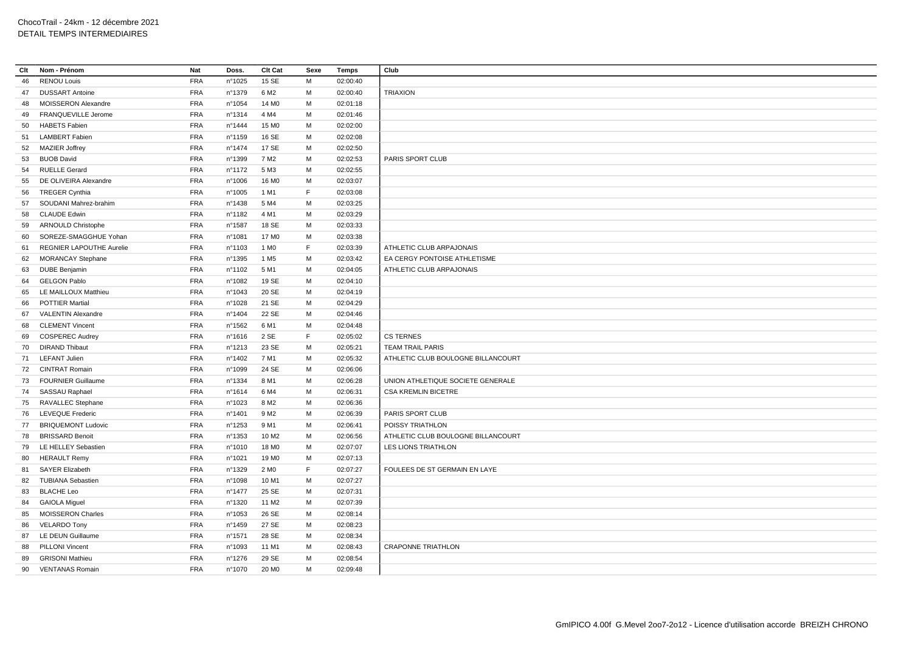ChocoTrail - 24km - 12 décembre 2021
DETAIL TEMPS INTERMEDIAIRES

| Clt | Nom - Prénom | Nat | Doss. | Clt Cat | Sexe | Temps | Club |
|---|---|---|---|---|---|---|---|
| 46 | RENOU Louis | FRA | n°1025 | 15 SE | M | 02:00:40 | |
| 47 | DUSSART Antoine | FRA | n°1379 | 6 M2 | M | 02:00:40 | TRIAXION |
| 48 | MOISSERON Alexandre | FRA | n°1054 | 14 M0 | M | 02:01:18 | |
| 49 | FRANQUEVILLE Jerome | FRA | n°1314 | 4 M4 | M | 02:01:46 | |
| 50 | HABETS Fabien | FRA | n°1444 | 15 M0 | M | 02:02:00 | |
| 51 | LAMBERT Fabien | FRA | n°1159 | 16 SE | M | 02:02:08 | |
| 52 | MAZIER Joffrey | FRA | n°1474 | 17 SE | M | 02:02:50 | |
| 53 | BUOB David | FRA | n°1399 | 7 M2 | M | 02:02:53 | PARIS SPORT CLUB |
| 54 | RUELLE Gerard | FRA | n°1172 | 5 M3 | M | 02:02:55 | |
| 55 | DE OLIVEIRA Alexandre | FRA | n°1006 | 16 M0 | M | 02:03:07 | |
| 56 | TREGER Cynthia | FRA | n°1005 | 1 M1 | F | 02:03:08 | |
| 57 | SOUDANI Mahrez-brahim | FRA | n°1438 | 5 M4 | M | 02:03:25 | |
| 58 | CLAUDE Edwin | FRA | n°1182 | 4 M1 | M | 02:03:29 | |
| 59 | ARNOULD Christophe | FRA | n°1587 | 18 SE | M | 02:03:33 | |
| 60 | SOREZE-SMAGGHUE Yohan | FRA | n°1081 | 17 M0 | M | 02:03:38 | |
| 61 | REGNIER LAPOUTHE Aurelie | FRA | n°1103 | 1 M0 | F | 02:03:39 | ATHLETIC CLUB ARPAJONAIS |
| 62 | MORANCAY Stephane | FRA | n°1395 | 1 M5 | M | 02:03:42 | EA CERGY PONTOISE ATHLETISME |
| 63 | DUBE Benjamin | FRA | n°1102 | 5 M1 | M | 02:04:05 | ATHLETIC CLUB ARPAJONAIS |
| 64 | GELGON Pablo | FRA | n°1082 | 19 SE | M | 02:04:10 | |
| 65 | LE MAILLOUX Matthieu | FRA | n°1043 | 20 SE | M | 02:04:19 | |
| 66 | POTTIER Martial | FRA | n°1028 | 21 SE | M | 02:04:29 | |
| 67 | VALENTIN Alexandre | FRA | n°1404 | 22 SE | M | 02:04:46 | |
| 68 | CLEMENT Vincent | FRA | n°1562 | 6 M1 | M | 02:04:48 | |
| 69 | COSPEREC Audrey | FRA | n°1616 | 2 SE | F | 02:05:02 | CS TERNES |
| 70 | DIRAND Thibaut | FRA | n°1213 | 23 SE | M | 02:05:21 | TEAM TRAIL PARIS |
| 71 | LEFANT Julien | FRA | n°1402 | 7 M1 | M | 02:05:32 | ATHLETIC CLUB BOULOGNE BILLANCOURT |
| 72 | CINTRAT Romain | FRA | n°1099 | 24 SE | M | 02:06:06 | |
| 73 | FOURNIER Guillaume | FRA | n°1334 | 8 M1 | M | 02:06:28 | UNION ATHLETIQUE SOCIETE GENERALE |
| 74 | SASSAU Raphael | FRA | n°1614 | 6 M4 | M | 02:06:31 | CSA KREMLIN BICETRE |
| 75 | RAVALLEC Stephane | FRA | n°1023 | 8 M2 | M | 02:06:36 | |
| 76 | LEVEQUE Frederic | FRA | n°1401 | 9 M2 | M | 02:06:39 | PARIS SPORT CLUB |
| 77 | BRIQUEMONT Ludovic | FRA | n°1253 | 9 M1 | M | 02:06:41 | POISSY TRIATHLON |
| 78 | BRISSARD Benoit | FRA | n°1353 | 10 M2 | M | 02:06:56 | ATHLETIC CLUB BOULOGNE BILLANCOURT |
| 79 | LE HELLEY Sebastien | FRA | n°1010 | 18 M0 | M | 02:07:07 | LES LIONS TRIATHLON |
| 80 | HERAULT Remy | FRA | n°1021 | 19 M0 | M | 02:07:13 | |
| 81 | SAYER Elizabeth | FRA | n°1329 | 2 M0 | F | 02:07:27 | FOULEES DE ST GERMAIN EN LAYE |
| 82 | TUBIANA Sebastien | FRA | n°1098 | 10 M1 | M | 02:07:27 | |
| 83 | BLACHE Leo | FRA | n°1477 | 25 SE | M | 02:07:31 | |
| 84 | GAIOLA Miguel | FRA | n°1320 | 11 M2 | M | 02:07:39 | |
| 85 | MOISSERON Charles | FRA | n°1053 | 26 SE | M | 02:08:14 | |
| 86 | VELARDO Tony | FRA | n°1459 | 27 SE | M | 02:08:23 | |
| 87 | LE DEUN Guillaume | FRA | n°1571 | 28 SE | M | 02:08:34 | |
| 88 | PILLONI Vincent | FRA | n°1093 | 11 M1 | M | 02:08:43 | CRAPONNE TRIATHLON |
| 89 | GRISONI Mathieu | FRA | n°1276 | 29 SE | M | 02:08:54 | |
| 90 | VENTANAS Romain | FRA | n°1070 | 20 M0 | M | 02:09:48 | |

GmIPICO 4.00f G.Mevel 2oo7-2o12 - Licence d'utilisation accorde BREIZH CHRONO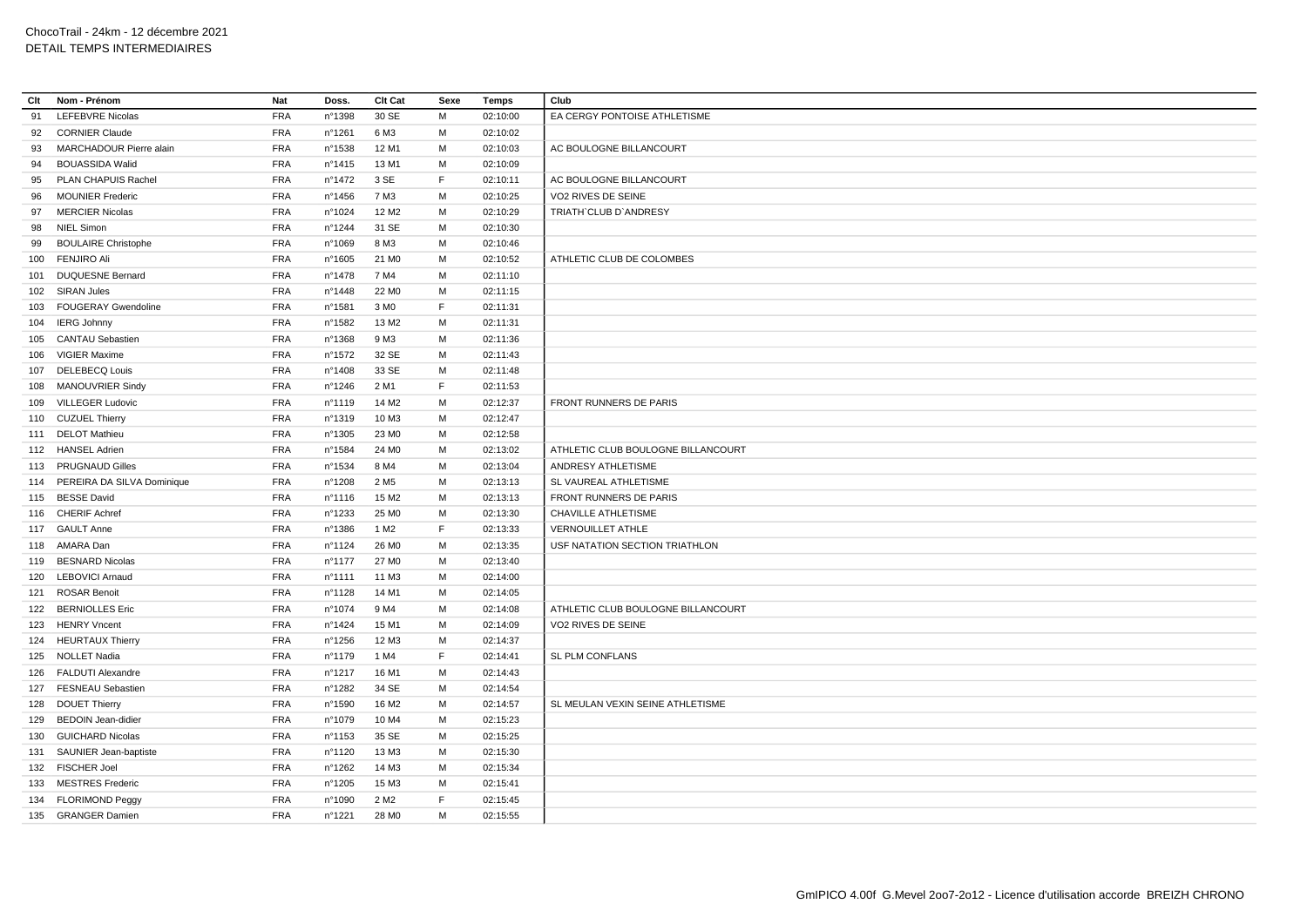| Clt | Nom - Prénom | Nat | Doss. | Clt Cat | Sexe | Temps | Club |
|---|---|---|---|---|---|---|---|
| 91 | LEFEBVRE Nicolas | FRA | n°1398 | 30 SE | M | 02:10:00 | EA CERGY PONTOISE ATHLETISME |
| 92 | CORNIER Claude | FRA | n°1261 | 6 M3 | M | 02:10:02 | |
| 93 | MARCHADOUR Pierre alain | FRA | n°1538 | 12 M1 | M | 02:10:03 | AC BOULOGNE BILLANCOURT |
| 94 | BOUASSIDA Walid | FRA | n°1415 | 13 M1 | M | 02:10:09 | |
| 95 | PLAN CHAPUIS Rachel | FRA | n°1472 | 3 SE | F | 02:10:11 | AC BOULOGNE BILLANCOURT |
| 96 | MOUNIER Frederic | FRA | n°1456 | 7 M3 | M | 02:10:25 | VO2 RIVES DE SEINE |
| 97 | MERCIER Nicolas | FRA | n°1024 | 12 M2 | M | 02:10:29 | TRIATH`CLUB D`ANDRESY |
| 98 | NIEL Simon | FRA | n°1244 | 31 SE | M | 02:10:30 | |
| 99 | BOULAIRE Christophe | FRA | n°1069 | 8 M3 | M | 02:10:46 | |
| 100 | FENJIRO Ali | FRA | n°1605 | 21 M0 | M | 02:10:52 | ATHLETIC CLUB DE COLOMBES |
| 101 | DUQUESNE Bernard | FRA | n°1478 | 7 M4 | M | 02:11:10 | |
| 102 | SIRAN Jules | FRA | n°1448 | 22 M0 | M | 02:11:15 | |
| 103 | FOUGERAY Gwendoline | FRA | n°1581 | 3 M0 | F | 02:11:31 | |
| 104 | IERG Johnny | FRA | n°1582 | 13 M2 | M | 02:11:31 | |
| 105 | CANTAU Sebastien | FRA | n°1368 | 9 M3 | M | 02:11:36 | |
| 106 | VIGIER Maxime | FRA | n°1572 | 32 SE | M | 02:11:43 | |
| 107 | DELEBECQ Louis | FRA | n°1408 | 33 SE | M | 02:11:48 | |
| 108 | MANOUVRIER Sindy | FRA | n°1246 | 2 M1 | F | 02:11:53 | |
| 109 | VILLEGER Ludovic | FRA | n°1119 | 14 M2 | M | 02:12:37 | FRONT RUNNERS DE PARIS |
| 110 | CUZUEL Thierry | FRA | n°1319 | 10 M3 | M | 02:12:47 | |
| 111 | DELOT Mathieu | FRA | n°1305 | 23 M0 | M | 02:12:58 | |
| 112 | HANSEL Adrien | FRA | n°1584 | 24 M0 | M | 02:13:02 | ATHLETIC CLUB BOULOGNE BILLANCOURT |
| 113 | PRUGNAUD Gilles | FRA | n°1534 | 8 M4 | M | 02:13:04 | ANDRESY ATHLETISME |
| 114 | PEREIRA DA SILVA Dominique | FRA | n°1208 | 2 M5 | M | 02:13:13 | SL VAUREAL ATHLETISME |
| 115 | BESSE David | FRA | n°1116 | 15 M2 | M | 02:13:13 | FRONT RUNNERS DE PARIS |
| 116 | CHERIF Achref | FRA | n°1233 | 25 M0 | M | 02:13:30 | CHAVILLE ATHLETISME |
| 117 | GAULT Anne | FRA | n°1386 | 1 M2 | F | 02:13:33 | VERNOUILLET ATHLE |
| 118 | AMARA Dan | FRA | n°1124 | 26 M0 | M | 02:13:35 | USF NATATION SECTION TRIATHLON |
| 119 | BESNARD Nicolas | FRA | n°1177 | 27 M0 | M | 02:13:40 | |
| 120 | LEBOVICI Arnaud | FRA | n°1111 | 11 M3 | M | 02:14:00 | |
| 121 | ROSAR Benoit | FRA | n°1128 | 14 M1 | M | 02:14:05 | |
| 122 | BERNIOLLES Eric | FRA | n°1074 | 9 M4 | M | 02:14:08 | ATHLETIC CLUB BOULOGNE BILLANCOURT |
| 123 | HENRY Vncent | FRA | n°1424 | 15 M1 | M | 02:14:09 | VO2 RIVES DE SEINE |
| 124 | HEURTAUX Thierry | FRA | n°1256 | 12 M3 | M | 02:14:37 | |
| 125 | NOLLET Nadia | FRA | n°1179 | 1 M4 | F | 02:14:41 | SL PLM CONFLANS |
| 126 | FALDUTI Alexandre | FRA | n°1217 | 16 M1 | M | 02:14:43 | |
| 127 | FESNEAU Sebastien | FRA | n°1282 | 34 SE | M | 02:14:54 | |
| 128 | DOUET Thierry | FRA | n°1590 | 16 M2 | M | 02:14:57 | SL MEULAN VEXIN SEINE ATHLETISME |
| 129 | BEDOIN Jean-didier | FRA | n°1079 | 10 M4 | M | 02:15:23 | |
| 130 | GUICHARD Nicolas | FRA | n°1153 | 35 SE | M | 02:15:25 | |
| 131 | SAUNIER Jean-baptiste | FRA | n°1120 | 13 M3 | M | 02:15:30 | |
| 132 | FISCHER Joel | FRA | n°1262 | 14 M3 | M | 02:15:34 | |
| 133 | MESTRES Frederic | FRA | n°1205 | 15 M3 | M | 02:15:41 | |
| 134 | FLORIMOND Peggy | FRA | n°1090 | 2 M2 | F | 02:15:45 | |
| 135 | GRANGER Damien | FRA | n°1221 | 28 M0 | M | 02:15:55 | |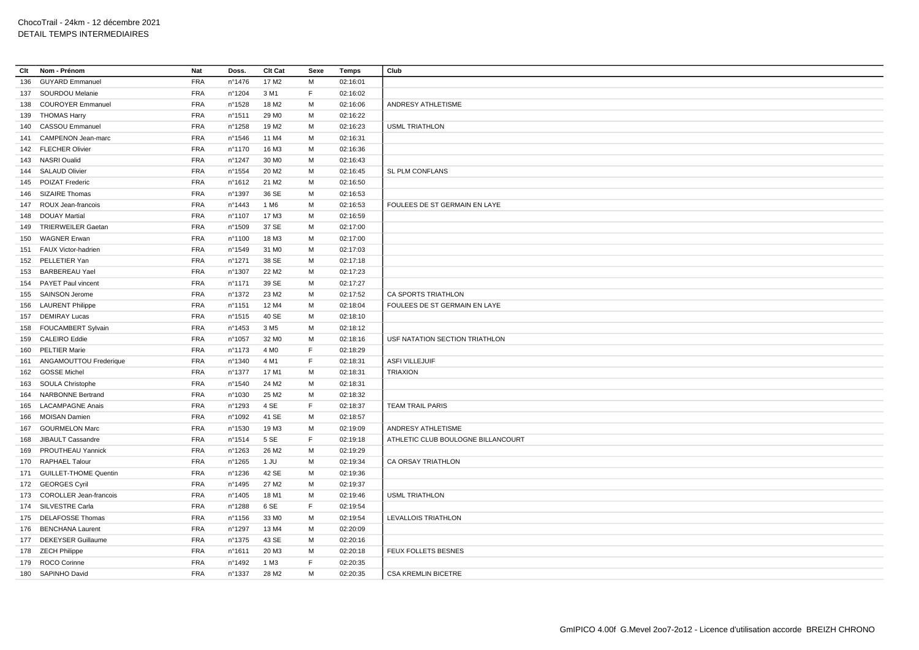ChocoTrail - 24km - 12 décembre 2021
DETAIL TEMPS INTERMEDIAIRES

| Clt | Nom - Prénom | Nat | Doss. | Clt Cat | Sexe | Temps | Club |
|---|---|---|---|---|---|---|---|
| 136 | GUYARD Emmanuel | FRA | n°1476 | 17 M2 | M | 02:16:01 | |
| 137 | SOURDOU Melanie | FRA | n°1204 | 3 M1 | F | 02:16:02 | |
| 138 | COUROYER Emmanuel | FRA | n°1528 | 18 M2 | M | 02:16:06 | ANDRESY ATHLETISME |
| 139 | THOMAS Harry | FRA | n°1511 | 29 M0 | M | 02:16:22 | |
| 140 | CASSOU Emmanuel | FRA | n°1258 | 19 M2 | M | 02:16:23 | USML TRIATHLON |
| 141 | CAMPENON Jean-marc | FRA | n°1546 | 11 M4 | M | 02:16:31 | |
| 142 | FLECHER Olivier | FRA | n°1170 | 16 M3 | M | 02:16:36 | |
| 143 | NASRI Oualid | FRA | n°1247 | 30 M0 | M | 02:16:43 | |
| 144 | SALAUD Olivier | FRA | n°1554 | 20 M2 | M | 02:16:45 | SL PLM CONFLANS |
| 145 | POIZAT Frederic | FRA | n°1612 | 21 M2 | M | 02:16:50 | |
| 146 | SIZAIRE Thomas | FRA | n°1397 | 36 SE | M | 02:16:53 | |
| 147 | ROUX Jean-francois | FRA | n°1443 | 1 M6 | M | 02:16:53 | FOULEES DE ST GERMAIN EN LAYE |
| 148 | DOUAY Martial | FRA | n°1107 | 17 M3 | M | 02:16:59 | |
| 149 | TRIERWEILER Gaetan | FRA | n°1509 | 37 SE | M | 02:17:00 | |
| 150 | WAGNER Erwan | FRA | n°1100 | 18 M3 | M | 02:17:00 | |
| 151 | FAUX Victor-hadrien | FRA | n°1549 | 31 M0 | M | 02:17:03 | |
| 152 | PELLETIER Yan | FRA | n°1271 | 38 SE | M | 02:17:18 | |
| 153 | BARBEREAU Yael | FRA | n°1307 | 22 M2 | M | 02:17:23 | |
| 154 | PAYET Paul vincent | FRA | n°1171 | 39 SE | M | 02:17:27 | |
| 155 | SAINSON Jerome | FRA | n°1372 | 23 M2 | M | 02:17:52 | CA SPORTS TRIATHLON |
| 156 | LAURENT Philippe | FRA | n°1151 | 12 M4 | M | 02:18:04 | FOULEES DE ST GERMAIN EN LAYE |
| 157 | DEMIRAY Lucas | FRA | n°1515 | 40 SE | M | 02:18:10 | |
| 158 | FOUCAMBERT Sylvain | FRA | n°1453 | 3 M5 | M | 02:18:12 | |
| 159 | CALEIRO Eddie | FRA | n°1057 | 32 M0 | M | 02:18:16 | USF NATATION SECTION TRIATHLON |
| 160 | PELTIER Marie | FRA | n°1173 | 4 M0 | F | 02:18:29 | |
| 161 | ANGAMOUTTOU Frederique | FRA | n°1340 | 4 M1 | F | 02:18:31 | ASFI VILLEJUIF |
| 162 | GOSSE Michel | FRA | n°1377 | 17 M1 | M | 02:18:31 | TRIAXION |
| 163 | SOULA Christophe | FRA | n°1540 | 24 M2 | M | 02:18:31 | |
| 164 | NARBONNE Bertrand | FRA | n°1030 | 25 M2 | M | 02:18:32 | |
| 165 | LACAMPAGNE Anais | FRA | n°1293 | 4 SE | F | 02:18:37 | TEAM TRAIL PARIS |
| 166 | MOISAN Damien | FRA | n°1092 | 41 SE | M | 02:18:57 | |
| 167 | GOURMELON Marc | FRA | n°1530 | 19 M3 | M | 02:19:09 | ANDRESY ATHLETISME |
| 168 | JIBAULT Cassandre | FRA | n°1514 | 5 SE | F | 02:19:18 | ATHLETIC CLUB BOULOGNE BILLANCOURT |
| 169 | PROUTHEAU Yannick | FRA | n°1263 | 26 M2 | M | 02:19:29 | |
| 170 | RAPHAEL Talour | FRA | n°1265 | 1 JU | M | 02:19:34 | CA ORSAY TRIATHLON |
| 171 | GUILLET-THOME Quentin | FRA | n°1236 | 42 SE | M | 02:19:36 | |
| 172 | GEORGES Cyril | FRA | n°1495 | 27 M2 | M | 02:19:37 | |
| 173 | COROLLER Jean-francois | FRA | n°1405 | 18 M1 | M | 02:19:46 | USML TRIATHLON |
| 174 | SILVESTRE Carla | FRA | n°1288 | 6 SE | F | 02:19:54 | |
| 175 | DELAFOSSE Thomas | FRA | n°1156 | 33 M0 | M | 02:19:54 | LEVALLOIS TRIATHLON |
| 176 | BENCHANA Laurent | FRA | n°1297 | 13 M4 | M | 02:20:09 | |
| 177 | DEKEYSER Guillaume | FRA | n°1375 | 43 SE | M | 02:20:16 | |
| 178 | ZECH Philippe | FRA | n°1611 | 20 M3 | M | 02:20:18 | FEUX FOLLETS BESNES |
| 179 | ROCO Corinne | FRA | n°1492 | 1 M3 | F | 02:20:35 | |
| 180 | SAPINHO David | FRA | n°1337 | 28 M2 | M | 02:20:35 | CSA KREMLIN BICETRE |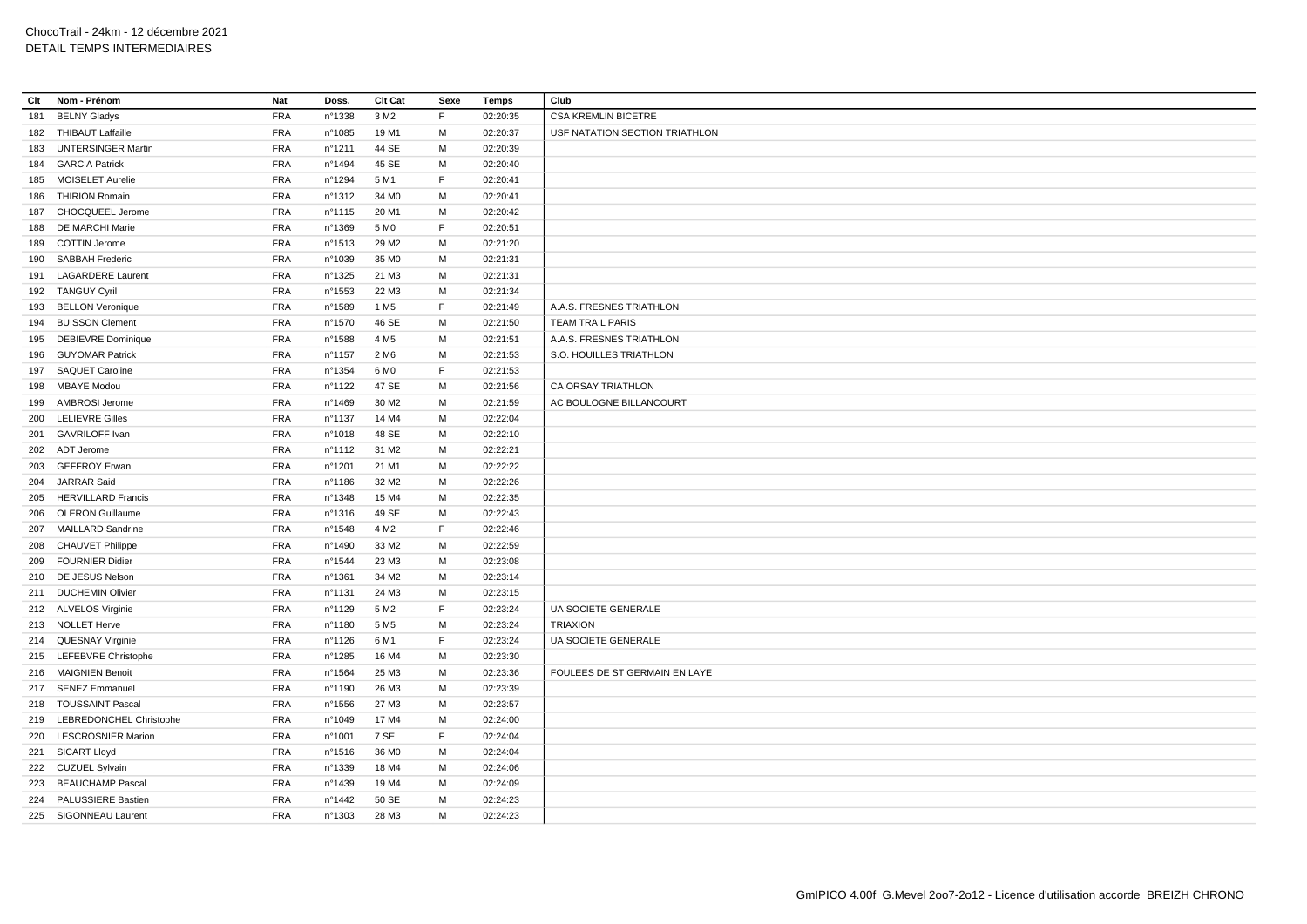ChocoTrail - 24km - 12 décembre 2021
DETAIL TEMPS INTERMEDIAIRES

| Clt | Nom - Prénom | Nat | Doss. | Clt Cat | Sexe | Temps | Club |
|---|---|---|---|---|---|---|---|
| 181 | BELNY Gladys | FRA | n°1338 | 3 M2 | F | 02:20:35 | CSA KREMLIN BICETRE |
| 182 | THIBAUT Laffaille | FRA | n°1085 | 19 M1 | M | 02:20:37 | USF NATATION SECTION TRIATHLON |
| 183 | UNTERSINGER Martin | FRA | n°1211 | 44 SE | M | 02:20:39 | |
| 184 | GARCIA Patrick | FRA | n°1494 | 45 SE | M | 02:20:40 | |
| 185 | MOISELET Aurelie | FRA | n°1294 | 5 M1 | F | 02:20:41 | |
| 186 | THIRION Romain | FRA | n°1312 | 34 M0 | M | 02:20:41 | |
| 187 | CHOCQUEEL Jerome | FRA | n°1115 | 20 M1 | M | 02:20:42 | |
| 188 | DE MARCHI Marie | FRA | n°1369 | 5 M0 | F | 02:20:51 | |
| 189 | COTTIN Jerome | FRA | n°1513 | 29 M2 | M | 02:21:20 | |
| 190 | SABBAH Frederic | FRA | n°1039 | 35 M0 | M | 02:21:31 | |
| 191 | LAGARDERE Laurent | FRA | n°1325 | 21 M3 | M | 02:21:31 | |
| 192 | TANGUY Cyril | FRA | n°1553 | 22 M3 | M | 02:21:34 | |
| 193 | BELLON Veronique | FRA | n°1589 | 1 M5 | F | 02:21:49 | A.A.S. FRESNES TRIATHLON |
| 194 | BUISSON Clement | FRA | n°1570 | 46 SE | M | 02:21:50 | TEAM TRAIL PARIS |
| 195 | DEBIEVRE Dominique | FRA | n°1588 | 4 M5 | M | 02:21:51 | A.A.S. FRESNES TRIATHLON |
| 196 | GUYOMAR Patrick | FRA | n°1157 | 2 M6 | M | 02:21:53 | S.O. HOUILLES TRIATHLON |
| 197 | SAQUET Caroline | FRA | n°1354 | 6 M0 | F | 02:21:53 | |
| 198 | MBAYE Modou | FRA | n°1122 | 47 SE | M | 02:21:56 | CA ORSAY TRIATHLON |
| 199 | AMBROSI Jerome | FRA | n°1469 | 30 M2 | M | 02:21:59 | AC BOULOGNE BILLANCOURT |
| 200 | LELIEVRE Gilles | FRA | n°1137 | 14 M4 | M | 02:22:04 | |
| 201 | GAVRILOFF Ivan | FRA | n°1018 | 48 SE | M | 02:22:10 | |
| 202 | ADT Jerome | FRA | n°1112 | 31 M2 | M | 02:22:21 | |
| 203 | GEFFROY Erwan | FRA | n°1201 | 21 M1 | M | 02:22:22 | |
| 204 | JARRAR Said | FRA | n°1186 | 32 M2 | M | 02:22:26 | |
| 205 | HERVILLARD Francis | FRA | n°1348 | 15 M4 | M | 02:22:35 | |
| 206 | OLERON Guillaume | FRA | n°1316 | 49 SE | M | 02:22:43 | |
| 207 | MAILLARD Sandrine | FRA | n°1548 | 4 M2 | F | 02:22:46 | |
| 208 | CHAUVET Philippe | FRA | n°1490 | 33 M2 | M | 02:22:59 | |
| 209 | FOURNIER Didier | FRA | n°1544 | 23 M3 | M | 02:23:08 | |
| 210 | DE JESUS Nelson | FRA | n°1361 | 34 M2 | M | 02:23:14 | |
| 211 | DUCHEMIN Olivier | FRA | n°1131 | 24 M3 | M | 02:23:15 | |
| 212 | ALVELOS Virginie | FRA | n°1129 | 5 M2 | F | 02:23:24 | UA SOCIETE GENERALE |
| 213 | NOLLET Herve | FRA | n°1180 | 5 M5 | M | 02:23:24 | TRIAXION |
| 214 | QUESNAY Virginie | FRA | n°1126 | 6 M1 | F | 02:23:24 | UA SOCIETE GENERALE |
| 215 | LEFEBVRE Christophe | FRA | n°1285 | 16 M4 | M | 02:23:30 | |
| 216 | MAIGNIEN Benoit | FRA | n°1564 | 25 M3 | M | 02:23:36 | FOULEES DE ST GERMAIN EN LAYE |
| 217 | SENEZ Emmanuel | FRA | n°1190 | 26 M3 | M | 02:23:39 | |
| 218 | TOUSSAINT Pascal | FRA | n°1556 | 27 M3 | M | 02:23:57 | |
| 219 | LEBREDONCHEL Christophe | FRA | n°1049 | 17 M4 | M | 02:24:00 | |
| 220 | LESCROSNIER Marion | FRA | n°1001 | 7 SE | F | 02:24:04 | |
| 221 | SICART Lloyd | FRA | n°1516 | 36 M0 | M | 02:24:04 | |
| 222 | CUZUEL Sylvain | FRA | n°1339 | 18 M4 | M | 02:24:06 | |
| 223 | BEAUCHAMP Pascal | FRA | n°1439 | 19 M4 | M | 02:24:09 | |
| 224 | PALUSSIERE Bastien | FRA | n°1442 | 50 SE | M | 02:24:23 | |
| 225 | SIGONNEAU Laurent | FRA | n°1303 | 28 M3 | M | 02:24:23 | |

GmIPICO 4.00f G.Mevel 2oo7-2o12 - Licence d'utilisation accorde BREIZH CHRONO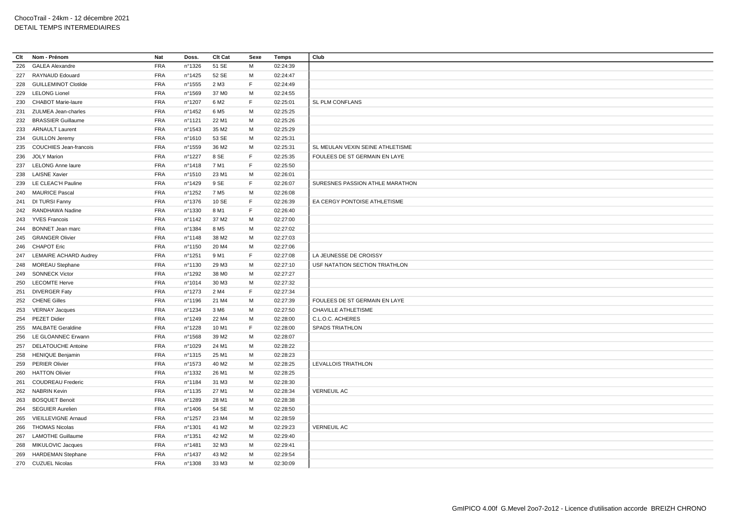ChocoTrail - 24km - 12 décembre 2021
DETAIL TEMPS INTERMEDIAIRES

| Clt | Nom - Prénom | Nat | Doss. | Clt Cat | Sexe | Temps | Club |
|---|---|---|---|---|---|---|---|
| 226 | GALEA Alexandre | FRA | n°1326 | 51 SE | M | 02:24:39 | |
| 227 | RAYNAUD Edouard | FRA | n°1425 | 52 SE | M | 02:24:47 | |
| 228 | GUILLEMINOT Clotilde | FRA | n°1555 | 2 M3 | F | 02:24:49 | |
| 229 | LELONG Lionel | FRA | n°1569 | 37 M0 | M | 02:24:55 | |
| 230 | CHABOT Marie-laure | FRA | n°1207 | 6 M2 | F | 02:25:01 | SL PLM CONFLANS |
| 231 | ZULMEA Jean-charles | FRA | n°1452 | 6 M5 | M | 02:25:25 | |
| 232 | BRASSIER Guillaume | FRA | n°1121 | 22 M1 | M | 02:25:26 | |
| 233 | ARNAULT Laurent | FRA | n°1543 | 35 M2 | M | 02:25:29 | |
| 234 | GUILLON Jeremy | FRA | n°1610 | 53 SE | M | 02:25:31 | |
| 235 | COUCHIES Jean-francois | FRA | n°1559 | 36 M2 | M | 02:25:31 | SL MEULAN VEXIN SEINE ATHLETISME |
| 236 | JOLY Marion | FRA | n°1227 | 8 SE | F | 02:25:35 | FOULEES DE ST GERMAIN EN LAYE |
| 237 | LELONG Anne laure | FRA | n°1418 | 7 M1 | F | 02:25:50 | |
| 238 | LAISNE Xavier | FRA | n°1510 | 23 M1 | M | 02:26:01 | |
| 239 | LE CLEAC'H Pauline | FRA | n°1429 | 9 SE | F | 02:26:07 | SURESNES PASSION ATHLE MARATHON |
| 240 | MAURICE Pascal | FRA | n°1252 | 7 M5 | M | 02:26:08 | |
| 241 | DI TURSI Fanny | FRA | n°1376 | 10 SE | F | 02:26:39 | EA CERGY PONTOISE ATHLETISME |
| 242 | RANDHAWA Nadine | FRA | n°1330 | 8 M1 | F | 02:26:40 | |
| 243 | YVES Francois | FRA | n°1142 | 37 M2 | M | 02:27:00 | |
| 244 | BONNET Jean marc | FRA | n°1384 | 8 M5 | M | 02:27:02 | |
| 245 | GRANGER Olivier | FRA | n°1148 | 38 M2 | M | 02:27:03 | |
| 246 | CHAPOT Eric | FRA | n°1150 | 20 M4 | M | 02:27:06 | |
| 247 | LEMAIRE ACHARD Audrey | FRA | n°1251 | 9 M1 | F | 02:27:08 | LA JEUNESSE DE CROISSY |
| 248 | MOREAU Stephane | FRA | n°1130 | 29 M3 | M | 02:27:10 | USF NATATION SECTION TRIATHLON |
| 249 | SONNECK Victor | FRA | n°1292 | 38 M0 | M | 02:27:27 | |
| 250 | LECOMTE Herve | FRA | n°1014 | 30 M3 | M | 02:27:32 | |
| 251 | DIVERGER Faty | FRA | n°1273 | 2 M4 | F | 02:27:34 | |
| 252 | CHENE Gilles | FRA | n°1196 | 21 M4 | M | 02:27:39 | FOULEES DE ST GERMAIN EN LAYE |
| 253 | VERNAY Jacques | FRA | n°1234 | 3 M6 | M | 02:27:50 | CHAVILLE ATHLETISME |
| 254 | PEZET Didier | FRA | n°1249 | 22 M4 | M | 02:28:00 | C.L.O.C. ACHERES |
| 255 | MALBATE Geraldine | FRA | n°1228 | 10 M1 | F | 02:28:00 | SPADS TRIATHLON |
| 256 | LE GLOANNEC Erwann | FRA | n°1568 | 39 M2 | M | 02:28:07 | |
| 257 | DELATOUCHE Antoine | FRA | n°1029 | 24 M1 | M | 02:28:22 | |
| 258 | HENIQUE Benjamin | FRA | n°1315 | 25 M1 | M | 02:28:23 | |
| 259 | PERIER Olivier | FRA | n°1573 | 40 M2 | M | 02:28:25 | LEVALLOIS TRIATHLON |
| 260 | HATTON Olivier | FRA | n°1332 | 26 M1 | M | 02:28:25 | |
| 261 | COUDREAU Frederic | FRA | n°1184 | 31 M3 | M | 02:28:30 | |
| 262 | NABRIN Kevin | FRA | n°1135 | 27 M1 | M | 02:28:34 | VERNEUIL AC |
| 263 | BOSQUET Benoit | FRA | n°1289 | 28 M1 | M | 02:28:38 | |
| 264 | SEGUIER Aurelien | FRA | n°1406 | 54 SE | M | 02:28:50 | |
| 265 | VIEILLEVIGNE Arnaud | FRA | n°1257 | 23 M4 | M | 02:28:59 | |
| 266 | THOMAS Nicolas | FRA | n°1301 | 41 M2 | M | 02:29:23 | VERNEUIL AC |
| 267 | LAMOTHE Guillaume | FRA | n°1351 | 42 M2 | M | 02:29:40 | |
| 268 | MIKULOVIC Jacques | FRA | n°1481 | 32 M3 | M | 02:29:41 | |
| 269 | HARDEMAN Stephane | FRA | n°1437 | 43 M2 | M | 02:29:54 | |
| 270 | CUZUEL Nicolas | FRA | n°1308 | 33 M3 | M | 02:30:09 | |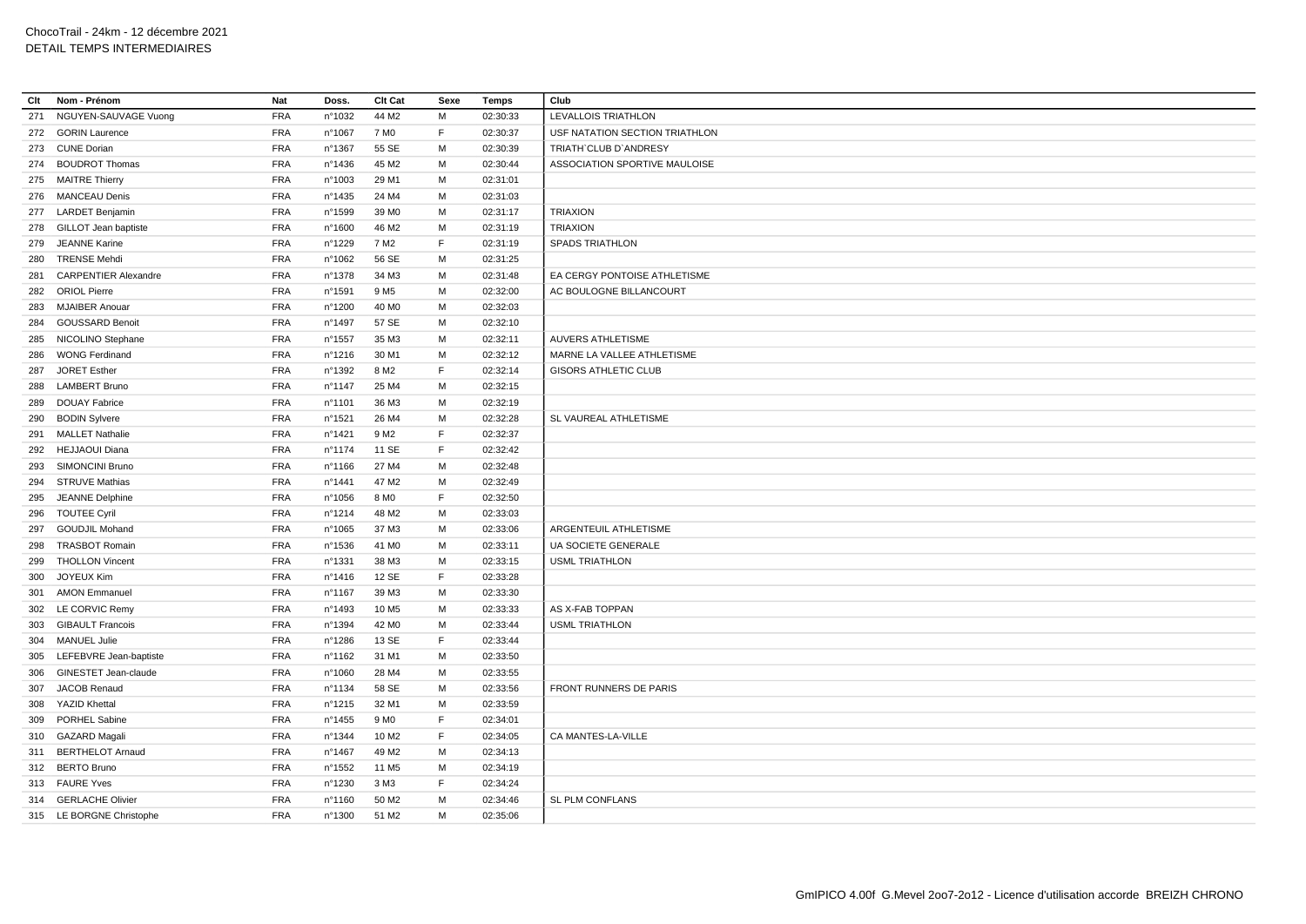ChocoTrail - 24km - 12 décembre 2021
DETAIL TEMPS INTERMEDIAIRES

| Clt | Nom - Prénom | Nat | Doss. | Clt Cat | Sexe | Temps | Club |
|---|---|---|---|---|---|---|---|
| 271 | NGUYEN-SAUVAGE Vuong | FRA | n°1032 | 44 M2 | M | 02:30:33 | LEVALLOIS TRIATHLON |
| 272 | GORIN Laurence | FRA | n°1067 | 7 M0 | F | 02:30:37 | USF NATATION SECTION TRIATHLON |
| 273 | CUNE Dorian | FRA | n°1367 | 55 SE | M | 02:30:39 | TRIATH`CLUB D`ANDRESY |
| 274 | BOUDROT Thomas | FRA | n°1436 | 45 M2 | M | 02:30:44 | ASSOCIATION SPORTIVE MAULOISE |
| 275 | MAITRE Thierry | FRA | n°1003 | 29 M1 | M | 02:31:01 | |
| 276 | MANCEAU Denis | FRA | n°1435 | 24 M4 | M | 02:31:03 | |
| 277 | LARDET Benjamin | FRA | n°1599 | 39 M0 | M | 02:31:17 | TRIAXION |
| 278 | GILLOT Jean baptiste | FRA | n°1600 | 46 M2 | M | 02:31:19 | TRIAXION |
| 279 | JEANNE Karine | FRA | n°1229 | 7 M2 | F | 02:31:19 | SPADS TRIATHLON |
| 280 | TRENSE Mehdi | FRA | n°1062 | 56 SE | M | 02:31:25 | |
| 281 | CARPENTIER Alexandre | FRA | n°1378 | 34 M3 | M | 02:31:48 | EA CERGY PONTOISE ATHLETISME |
| 282 | ORIOL Pierre | FRA | n°1591 | 9 M5 | M | 02:32:00 | AC BOULOGNE BILLANCOURT |
| 283 | MJAIBER Anouar | FRA | n°1200 | 40 M0 | M | 02:32:03 | |
| 284 | GOUSSARD Benoit | FRA | n°1497 | 57 SE | M | 02:32:10 | |
| 285 | NICOLINO Stephane | FRA | n°1557 | 35 M3 | M | 02:32:11 | AUVERS ATHLETISME |
| 286 | WONG Ferdinand | FRA | n°1216 | 30 M1 | M | 02:32:12 | MARNE LA VALLEE ATHLETISME |
| 287 | JORET Esther | FRA | n°1392 | 8 M2 | F | 02:32:14 | GISORS ATHLETIC CLUB |
| 288 | LAMBERT Bruno | FRA | n°1147 | 25 M4 | M | 02:32:15 | |
| 289 | DOUAY Fabrice | FRA | n°1101 | 36 M3 | M | 02:32:19 | |
| 290 | BODIN Sylvere | FRA | n°1521 | 26 M4 | M | 02:32:28 | SL VAUREAL ATHLETISME |
| 291 | MALLET Nathalie | FRA | n°1421 | 9 M2 | F | 02:32:37 | |
| 292 | HEJJAOUI Diana | FRA | n°1174 | 11 SE | F | 02:32:42 | |
| 293 | SIMONCINI Bruno | FRA | n°1166 | 27 M4 | M | 02:32:48 | |
| 294 | STRUVE Mathias | FRA | n°1441 | 47 M2 | M | 02:32:49 | |
| 295 | JEANNE Delphine | FRA | n°1056 | 8 M0 | F | 02:32:50 | |
| 296 | TOUTEE Cyril | FRA | n°1214 | 48 M2 | M | 02:33:03 | |
| 297 | GOUDJIL Mohand | FRA | n°1065 | 37 M3 | M | 02:33:06 | ARGENTEUIL ATHLETISME |
| 298 | TRASBOT Romain | FRA | n°1536 | 41 M0 | M | 02:33:11 | UA SOCIETE GENERALE |
| 299 | THOLLON Vincent | FRA | n°1331 | 38 M3 | M | 02:33:15 | USML TRIATHLON |
| 300 | JOYEUX Kim | FRA | n°1416 | 12 SE | F | 02:33:28 | |
| 301 | AMON Emmanuel | FRA | n°1167 | 39 M3 | M | 02:33:30 | |
| 302 | LE CORVIC Remy | FRA | n°1493 | 10 M5 | M | 02:33:33 | AS X-FAB TOPPAN |
| 303 | GIBAULT Francois | FRA | n°1394 | 42 M0 | M | 02:33:44 | USML TRIATHLON |
| 304 | MANUEL Julie | FRA | n°1286 | 13 SE | F | 02:33:44 | |
| 305 | LEFEBVRE Jean-baptiste | FRA | n°1162 | 31 M1 | M | 02:33:50 | |
| 306 | GINESTET Jean-claude | FRA | n°1060 | 28 M4 | M | 02:33:55 | |
| 307 | JACOB Renaud | FRA | n°1134 | 58 SE | M | 02:33:56 | FRONT RUNNERS DE PARIS |
| 308 | YAZID Khettal | FRA | n°1215 | 32 M1 | M | 02:33:59 | |
| 309 | PORHEL Sabine | FRA | n°1455 | 9 M0 | F | 02:34:01 | |
| 310 | GAZARD Magali | FRA | n°1344 | 10 M2 | F | 02:34:05 | CA MANTES-LA-VILLE |
| 311 | BERTHELOT Arnaud | FRA | n°1467 | 49 M2 | M | 02:34:13 | |
| 312 | BERTO Bruno | FRA | n°1552 | 11 M5 | M | 02:34:19 | |
| 313 | FAURE Yves | FRA | n°1230 | 3 M3 | F | 02:34:24 | |
| 314 | GERLACHE Olivier | FRA | n°1160 | 50 M2 | M | 02:34:46 | SL PLM CONFLANS |
| 315 | LE BORGNE Christophe | FRA | n°1300 | 51 M2 | M | 02:35:06 | |

GmIPICO 4.00f G.Mevel 2oo7-2o12 - Licence d'utilisation accorde BREIZH CHRONO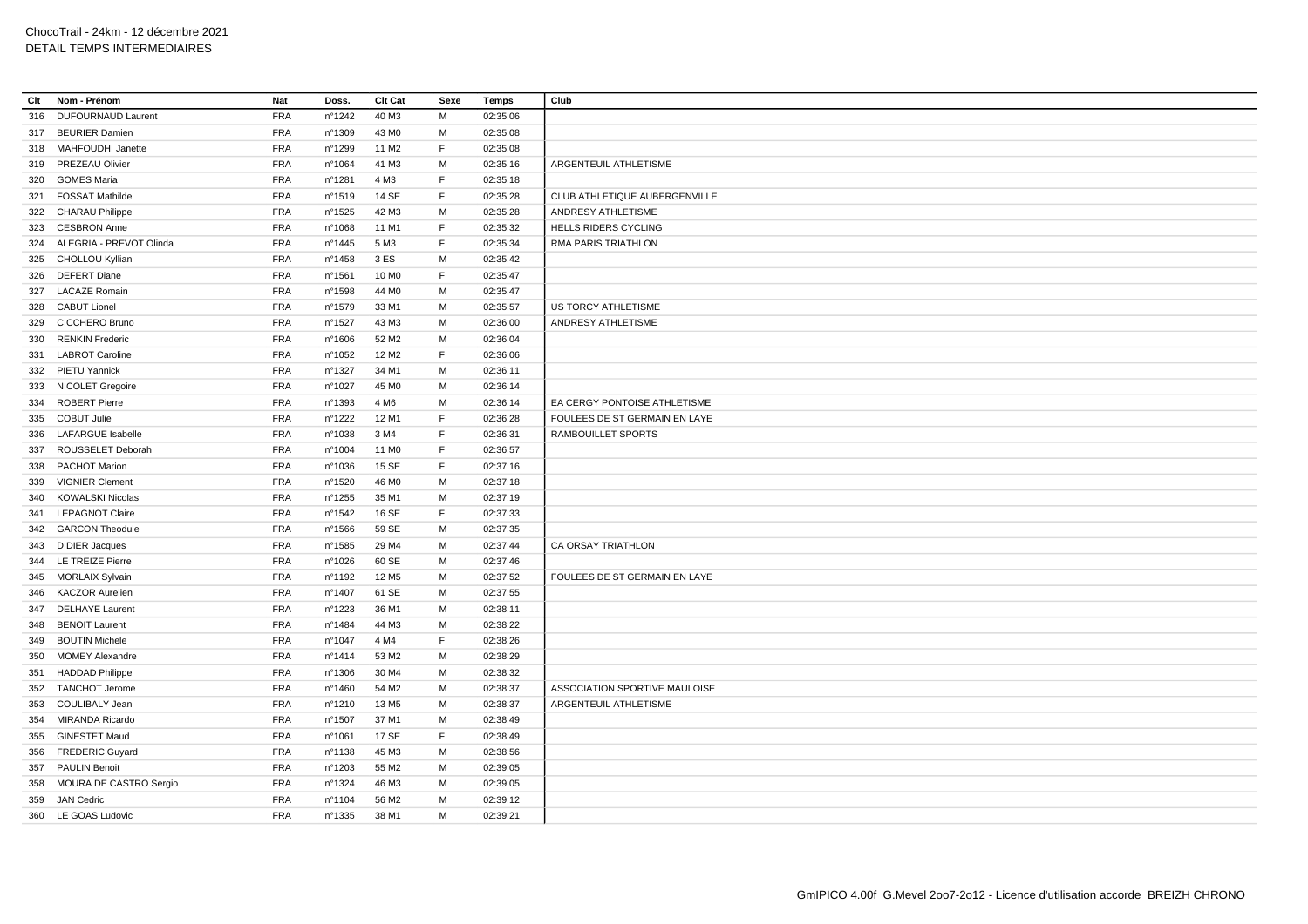ChocoTrail - 24km - 12 décembre 2021
DETAIL TEMPS INTERMEDIAIRES

| Clt | Nom - Prénom | Nat | Doss. | Clt Cat | Sexe | Temps | Club |
|---|---|---|---|---|---|---|---|
| 316 | DUFOURNAUD Laurent | FRA | n°1242 | 40 M3 | M | 02:35:06 | |
| 317 | BEURIER Damien | FRA | n°1309 | 43 M0 | M | 02:35:08 | |
| 318 | MAHFOUDHI Janette | FRA | n°1299 | 11 M2 | F | 02:35:08 | |
| 319 | PREZEAU Olivier | FRA | n°1064 | 41 M3 | M | 02:35:16 | ARGENTEUIL ATHLETISME |
| 320 | GOMES Maria | FRA | n°1281 | 4 M3 | F | 02:35:18 | |
| 321 | FOSSAT Mathilde | FRA | n°1519 | 14 SE | F | 02:35:28 | CLUB ATHLETIQUE AUBERGENVILLE |
| 322 | CHARAU Philippe | FRA | n°1525 | 42 M3 | M | 02:35:28 | ANDRESY ATHLETISME |
| 323 | CESBRON Anne | FRA | n°1068 | 11 M1 | F | 02:35:32 | HELLS RIDERS CYCLING |
| 324 | ALEGRIA - PREVOT Olinda | FRA | n°1445 | 5 M3 | F | 02:35:34 | RMA PARIS TRIATHLON |
| 325 | CHOLLOU Kyllian | FRA | n°1458 | 3 ES | M | 02:35:42 | |
| 326 | DEFERT Diane | FRA | n°1561 | 10 M0 | F | 02:35:47 | |
| 327 | LACAZE Romain | FRA | n°1598 | 44 M0 | M | 02:35:47 | |
| 328 | CABUT Lionel | FRA | n°1579 | 33 M1 | M | 02:35:57 | US TORCY ATHLETISME |
| 329 | CICCHERO Bruno | FRA | n°1527 | 43 M3 | M | 02:36:00 | ANDRESY ATHLETISME |
| 330 | RENKIN Frederic | FRA | n°1606 | 52 M2 | M | 02:36:04 | |
| 331 | LABROT Caroline | FRA | n°1052 | 12 M2 | F | 02:36:06 | |
| 332 | PIETU Yannick | FRA | n°1327 | 34 M1 | M | 02:36:11 | |
| 333 | NICOLET Gregoire | FRA | n°1027 | 45 M0 | M | 02:36:14 | |
| 334 | ROBERT Pierre | FRA | n°1393 | 4 M6 | M | 02:36:14 | EA CERGY PONTOISE ATHLETISME |
| 335 | COBUT Julie | FRA | n°1222 | 12 M1 | F | 02:36:28 | FOULEES DE ST GERMAIN EN LAYE |
| 336 | LAFARGUE Isabelle | FRA | n°1038 | 3 M4 | F | 02:36:31 | RAMBOUILLET SPORTS |
| 337 | ROUSSELET Deborah | FRA | n°1004 | 11 M0 | F | 02:36:57 | |
| 338 | PACHOT Marion | FRA | n°1036 | 15 SE | F | 02:37:16 | |
| 339 | VIGNIER Clement | FRA | n°1520 | 46 M0 | M | 02:37:18 | |
| 340 | KOWALSKI Nicolas | FRA | n°1255 | 35 M1 | M | 02:37:19 | |
| 341 | LEPAGNOT Claire | FRA | n°1542 | 16 SE | F | 02:37:33 | |
| 342 | GARCON Theodule | FRA | n°1566 | 59 SE | M | 02:37:35 | |
| 343 | DIDIER Jacques | FRA | n°1585 | 29 M4 | M | 02:37:44 | CA ORSAY TRIATHLON |
| 344 | LE TREIZE Pierre | FRA | n°1026 | 60 SE | M | 02:37:46 | |
| 345 | MORLAIX Sylvain | FRA | n°1192 | 12 M5 | M | 02:37:52 | FOULEES DE ST GERMAIN EN LAYE |
| 346 | KACZOR Aurelien | FRA | n°1407 | 61 SE | M | 02:37:55 | |
| 347 | DELHAYE Laurent | FRA | n°1223 | 36 M1 | M | 02:38:11 | |
| 348 | BENOIT Laurent | FRA | n°1484 | 44 M3 | M | 02:38:22 | |
| 349 | BOUTIN Michele | FRA | n°1047 | 4 M4 | F | 02:38:26 | |
| 350 | MOMEY Alexandre | FRA | n°1414 | 53 M2 | M | 02:38:29 | |
| 351 | HADDAD Philippe | FRA | n°1306 | 30 M4 | M | 02:38:32 | |
| 352 | TANCHOT Jerome | FRA | n°1460 | 54 M2 | M | 02:38:37 | ASSOCIATION SPORTIVE MAULOISE |
| 353 | COULIBALY Jean | FRA | n°1210 | 13 M5 | M | 02:38:37 | ARGENTEUIL ATHLETISME |
| 354 | MIRANDA Ricardo | FRA | n°1507 | 37 M1 | M | 02:38:49 | |
| 355 | GINESTET Maud | FRA | n°1061 | 17 SE | F | 02:38:49 | |
| 356 | FREDERIC Guyard | FRA | n°1138 | 45 M3 | M | 02:38:56 | |
| 357 | PAULIN Benoit | FRA | n°1203 | 55 M2 | M | 02:39:05 | |
| 358 | MOURA DE CASTRO Sergio | FRA | n°1324 | 46 M3 | M | 02:39:05 | |
| 359 | JAN Cedric | FRA | n°1104 | 56 M2 | M | 02:39:12 | |
| 360 | LE GOAS Ludovic | FRA | n°1335 | 38 M1 | M | 02:39:21 | |

GmIPICO 4.00f G.Mevel 2oo7-2o12 - Licence d'utilisation accorde BREIZH CHRONO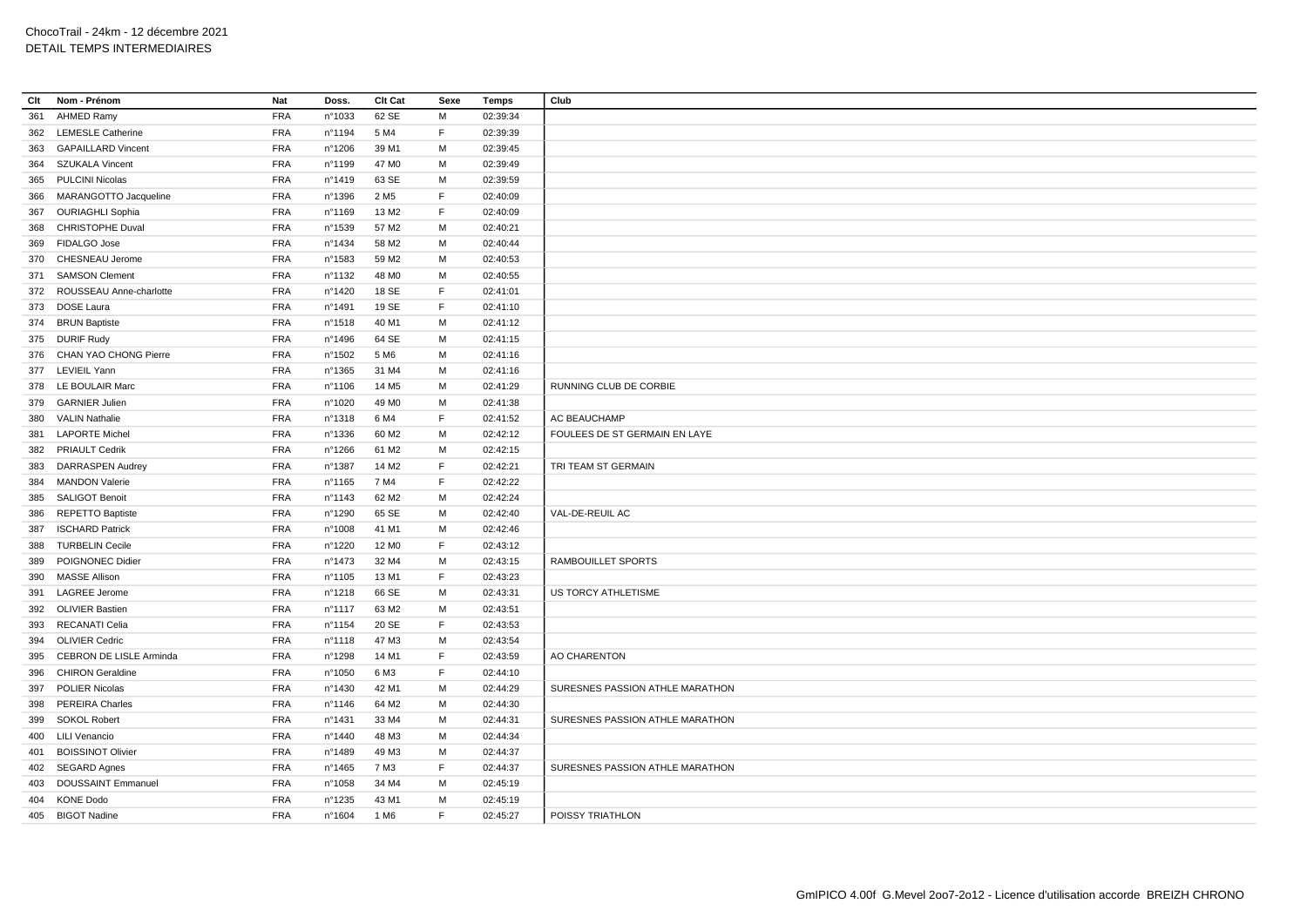ChocoTrail - 24km - 12 décembre 2021
DETAIL TEMPS INTERMEDIAIRES

| Clt | Nom - Prénom | Nat | Doss. | Clt Cat | Sexe | Temps | Club |
|---|---|---|---|---|---|---|---|
| 361 | AHMED Ramy | FRA | n°1033 | 62 SE | M | 02:39:34 | |
| 362 | LEMESLE Catherine | FRA | n°1194 | 5 M4 | F | 02:39:39 | |
| 363 | GAPAILLARD Vincent | FRA | n°1206 | 39 M1 | M | 02:39:45 | |
| 364 | SZUKALA Vincent | FRA | n°1199 | 47 M0 | M | 02:39:49 | |
| 365 | PULCINI Nicolas | FRA | n°1419 | 63 SE | M | 02:39:59 | |
| 366 | MARANGOTTO Jacqueline | FRA | n°1396 | 2 M5 | F | 02:40:09 | |
| 367 | OURIAGHLI Sophia | FRA | n°1169 | 13 M2 | F | 02:40:09 | |
| 368 | CHRISTOPHE Duval | FRA | n°1539 | 57 M2 | M | 02:40:21 | |
| 369 | FIDALGO Jose | FRA | n°1434 | 58 M2 | M | 02:40:44 | |
| 370 | CHESNEAU Jerome | FRA | n°1583 | 59 M2 | M | 02:40:53 | |
| 371 | SAMSON Clement | FRA | n°1132 | 48 M0 | M | 02:40:55 | |
| 372 | ROUSSEAU Anne-charlotte | FRA | n°1420 | 18 SE | F | 02:41:01 | |
| 373 | DOSE Laura | FRA | n°1491 | 19 SE | F | 02:41:10 | |
| 374 | BRUN Baptiste | FRA | n°1518 | 40 M1 | M | 02:41:12 | |
| 375 | DURIF Rudy | FRA | n°1496 | 64 SE | M | 02:41:15 | |
| 376 | CHAN YAO CHONG Pierre | FRA | n°1502 | 5 M6 | M | 02:41:16 | |
| 377 | LEVIEIL Yann | FRA | n°1365 | 31 M4 | M | 02:41:16 | |
| 378 | LE BOULAIR Marc | FRA | n°1106 | 14 M5 | M | 02:41:29 | RUNNING CLUB DE CORBIE |
| 379 | GARNIER Julien | FRA | n°1020 | 49 M0 | M | 02:41:38 | |
| 380 | VALIN Nathalie | FRA | n°1318 | 6 M4 | F | 02:41:52 | AC BEAUCHAMP |
| 381 | LAPORTE Michel | FRA | n°1336 | 60 M2 | M | 02:42:12 | FOULEES DE ST GERMAIN EN LAYE |
| 382 | PRIAULT Cedrik | FRA | n°1266 | 61 M2 | M | 02:42:15 | |
| 383 | DARRASPEN Audrey | FRA | n°1387 | 14 M2 | F | 02:42:21 | TRI TEAM ST GERMAIN |
| 384 | MANDON Valerie | FRA | n°1165 | 7 M4 | F | 02:42:22 | |
| 385 | SALIGOT Benoit | FRA | n°1143 | 62 M2 | M | 02:42:24 | |
| 386 | REPETTO Baptiste | FRA | n°1290 | 65 SE | M | 02:42:40 | VAL-DE-REUIL AC |
| 387 | ISCHARD Patrick | FRA | n°1008 | 41 M1 | M | 02:42:46 | |
| 388 | TURBELIN Cecile | FRA | n°1220 | 12 M0 | F | 02:43:12 | |
| 389 | POIGNONEC Didier | FRA | n°1473 | 32 M4 | M | 02:43:15 | RAMBOUILLET SPORTS |
| 390 | MASSE Allison | FRA | n°1105 | 13 M1 | F | 02:43:23 | |
| 391 | LAGREE Jerome | FRA | n°1218 | 66 SE | M | 02:43:31 | US TORCY ATHLETISME |
| 392 | OLIVIER Bastien | FRA | n°1117 | 63 M2 | M | 02:43:51 | |
| 393 | RECANATI Celia | FRA | n°1154 | 20 SE | F | 02:43:53 | |
| 394 | OLIVIER Cedric | FRA | n°1118 | 47 M3 | M | 02:43:54 | |
| 395 | CEBRON DE LISLE Arminda | FRA | n°1298 | 14 M1 | F | 02:43:59 | AO CHARENTON |
| 396 | CHIRON Geraldine | FRA | n°1050 | 6 M3 | F | 02:44:10 | |
| 397 | POLIER Nicolas | FRA | n°1430 | 42 M1 | M | 02:44:29 | SURESNES PASSION ATHLE MARATHON |
| 398 | PEREIRA Charles | FRA | n°1146 | 64 M2 | M | 02:44:30 | |
| 399 | SOKOL Robert | FRA | n°1431 | 33 M4 | M | 02:44:31 | SURESNES PASSION ATHLE MARATHON |
| 400 | LILI Venancio | FRA | n°1440 | 48 M3 | M | 02:44:34 | |
| 401 | BOISSINOT Olivier | FRA | n°1489 | 49 M3 | M | 02:44:37 | |
| 402 | SEGARD Agnes | FRA | n°1465 | 7 M3 | F | 02:44:37 | SURESNES PASSION ATHLE MARATHON |
| 403 | DOUSSAINT Emmanuel | FRA | n°1058 | 34 M4 | M | 02:45:19 | |
| 404 | KONE Dodo | FRA | n°1235 | 43 M1 | M | 02:45:19 | |
| 405 | BIGOT Nadine | FRA | n°1604 | 1 M6 | F | 02:45:27 | POISSY TRIATHLON |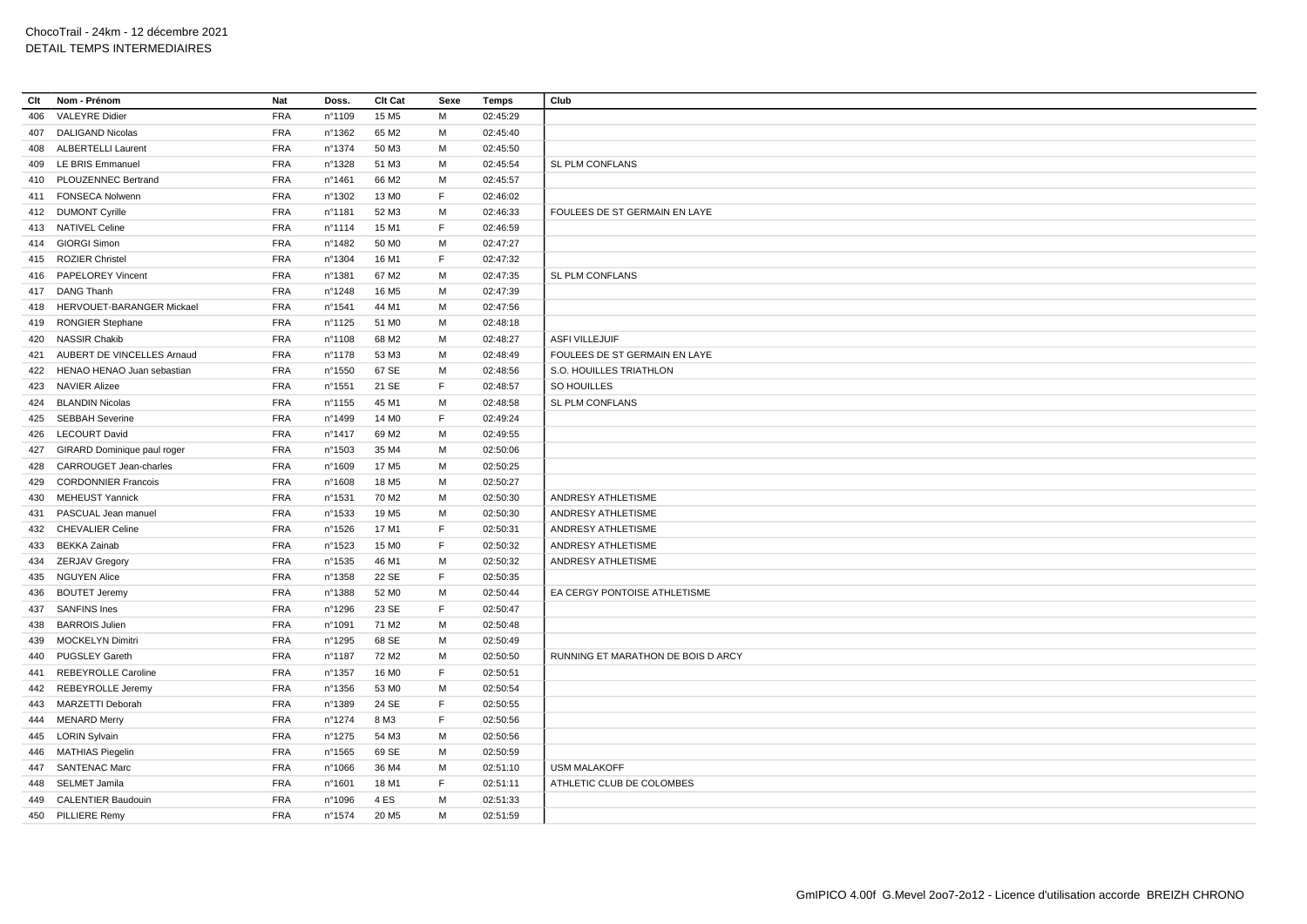ChocoTrail - 24km - 12 décembre 2021
DETAIL TEMPS INTERMEDIAIRES

| Clt | Nom - Prénom | Nat | Doss. | Clt Cat | Sexe | Temps | Club |
|---|---|---|---|---|---|---|---|
| 406 | VALEYRE Didier | FRA | n°1109 | 15 M5 | M | 02:45:29 | |
| 407 | DALIGAND Nicolas | FRA | n°1362 | 65 M2 | M | 02:45:40 | |
| 408 | ALBERTELLI Laurent | FRA | n°1374 | 50 M3 | M | 02:45:50 | |
| 409 | LE BRIS Emmanuel | FRA | n°1328 | 51 M3 | M | 02:45:54 | SL PLM CONFLANS |
| 410 | PLOUZENNEC Bertrand | FRA | n°1461 | 66 M2 | M | 02:45:57 | |
| 411 | FONSECA Nolwenn | FRA | n°1302 | 13 M0 | F | 02:46:02 | |
| 412 | DUMONT Cyrille | FRA | n°1181 | 52 M3 | M | 02:46:33 | FOULEES DE ST GERMAIN EN LAYE |
| 413 | NATIVEL Celine | FRA | n°1114 | 15 M1 | F | 02:46:59 | |
| 414 | GIORGI Simon | FRA | n°1482 | 50 M0 | M | 02:47:27 | |
| 415 | ROZIER Christel | FRA | n°1304 | 16 M1 | F | 02:47:32 | |
| 416 | PAPELOREY Vincent | FRA | n°1381 | 67 M2 | M | 02:47:35 | SL PLM CONFLANS |
| 417 | DANG Thanh | FRA | n°1248 | 16 M5 | M | 02:47:39 | |
| 418 | HERVOUET-BARANGER Mickael | FRA | n°1541 | 44 M1 | M | 02:47:56 | |
| 419 | RONGIER Stephane | FRA | n°1125 | 51 M0 | M | 02:48:18 | |
| 420 | NASSIR Chakib | FRA | n°1108 | 68 M2 | M | 02:48:27 | ASFI VILLEJUIF |
| 421 | AUBERT DE VINCELLES Arnaud | FRA | n°1178 | 53 M3 | M | 02:48:49 | FOULEES DE ST GERMAIN EN LAYE |
| 422 | HENAO HENAO Juan sebastian | FRA | n°1550 | 67 SE | M | 02:48:56 | S.O. HOUILLES TRIATHLON |
| 423 | NAVIER Alizee | FRA | n°1551 | 21 SE | F | 02:48:57 | SO HOUILLES |
| 424 | BLANDIN Nicolas | FRA | n°1155 | 45 M1 | M | 02:48:58 | SL PLM CONFLANS |
| 425 | SEBBAH Severine | FRA | n°1499 | 14 M0 | F | 02:49:24 | |
| 426 | LECOURT David | FRA | n°1417 | 69 M2 | M | 02:49:55 | |
| 427 | GIRARD Dominique paul roger | FRA | n°1503 | 35 M4 | M | 02:50:06 | |
| 428 | CARROUGET Jean-charles | FRA | n°1609 | 17 M5 | M | 02:50:25 | |
| 429 | CORDONNIER Francois | FRA | n°1608 | 18 M5 | M | 02:50:27 | |
| 430 | MEHEUST Yannick | FRA | n°1531 | 70 M2 | M | 02:50:30 | ANDRESY ATHLETISME |
| 431 | PASCUAL Jean manuel | FRA | n°1533 | 19 M5 | M | 02:50:30 | ANDRESY ATHLETISME |
| 432 | CHEVALIER Celine | FRA | n°1526 | 17 M1 | F | 02:50:31 | ANDRESY ATHLETISME |
| 433 | BEKKA Zainab | FRA | n°1523 | 15 M0 | F | 02:50:32 | ANDRESY ATHLETISME |
| 434 | ZERJAV Gregory | FRA | n°1535 | 46 M1 | M | 02:50:32 | ANDRESY ATHLETISME |
| 435 | NGUYEN Alice | FRA | n°1358 | 22 SE | F | 02:50:35 | |
| 436 | BOUTET Jeremy | FRA | n°1388 | 52 M0 | M | 02:50:44 | EA CERGY PONTOISE ATHLETISME |
| 437 | SANFINS Ines | FRA | n°1296 | 23 SE | F | 02:50:47 | |
| 438 | BARROIS Julien | FRA | n°1091 | 71 M2 | M | 02:50:48 | |
| 439 | MOCKELYN Dimitri | FRA | n°1295 | 68 SE | M | 02:50:49 | |
| 440 | PUGSLEY Gareth | FRA | n°1187 | 72 M2 | M | 02:50:50 | RUNNING ET MARATHON DE BOIS D ARCY |
| 441 | REBEYROLLE Caroline | FRA | n°1357 | 16 M0 | F | 02:50:51 | |
| 442 | REBEYROLLE Jeremy | FRA | n°1356 | 53 M0 | M | 02:50:54 | |
| 443 | MARZETTI Deborah | FRA | n°1389 | 24 SE | F | 02:50:55 | |
| 444 | MENARD Merry | FRA | n°1274 | 8 M3 | F | 02:50:56 | |
| 445 | LORIN Sylvain | FRA | n°1275 | 54 M3 | M | 02:50:56 | |
| 446 | MATHIAS Piegelin | FRA | n°1565 | 69 SE | M | 02:50:59 | |
| 447 | SANTENAC Marc | FRA | n°1066 | 36 M4 | M | 02:51:10 | USM MALAKOFF |
| 448 | SELMET Jamila | FRA | n°1601 | 18 M1 | F | 02:51:11 | ATHLETIC CLUB DE COLOMBES |
| 449 | CALENTIER Baudouin | FRA | n°1096 | 4 ES | M | 02:51:33 | |
| 450 | PILLIERE Remy | FRA | n°1574 | 20 M5 | M | 02:51:59 | |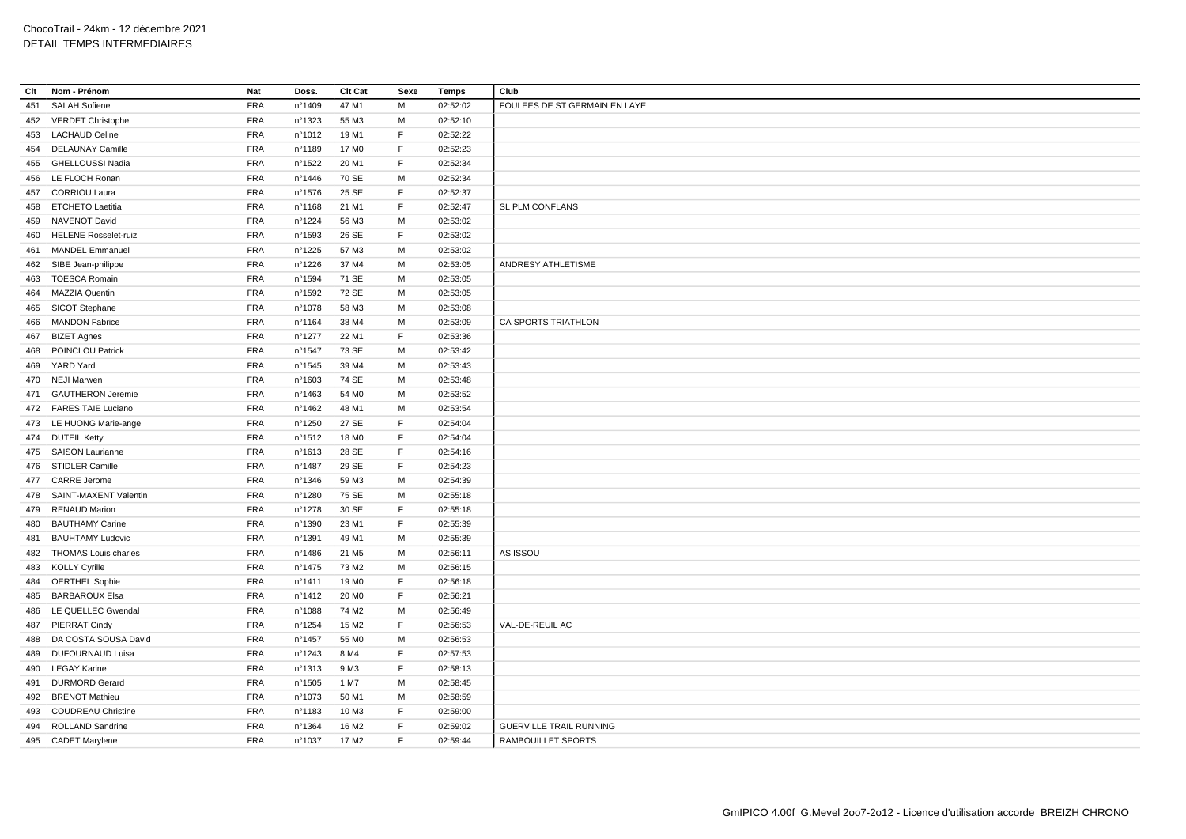ChocoTrail - 24km - 12 décembre 2021
DETAIL TEMPS INTERMEDIAIRES

| Clt | Nom - Prénom | Nat | Doss. | Clt Cat | Sexe | Temps | Club |
|---|---|---|---|---|---|---|---|
| 451 | SALAH Sofiene | FRA | n°1409 | 47 M1 | M | 02:52:02 | FOULEES DE ST GERMAIN EN LAYE |
| 452 | VERDET Christophe | FRA | n°1323 | 55 M3 | M | 02:52:10 | |
| 453 | LACHAUD Celine | FRA | n°1012 | 19 M1 | F | 02:52:22 | |
| 454 | DELAUNAY Camille | FRA | n°1189 | 17 M0 | F | 02:52:23 | |
| 455 | GHELLOUSSI Nadia | FRA | n°1522 | 20 M1 | F | 02:52:34 | |
| 456 | LE FLOCH Ronan | FRA | n°1446 | 70 SE | M | 02:52:34 | |
| 457 | CORRIOU Laura | FRA | n°1576 | 25 SE | F | 02:52:37 | |
| 458 | ETCHETO Laetitia | FRA | n°1168 | 21 M1 | F | 02:52:47 | SL PLM CONFLANS |
| 459 | NAVENOT David | FRA | n°1224 | 56 M3 | M | 02:53:02 | |
| 460 | HELENE Rosselet-ruiz | FRA | n°1593 | 26 SE | F | 02:53:02 | |
| 461 | MANDEL Emmanuel | FRA | n°1225 | 57 M3 | M | 02:53:02 | |
| 462 | SIBE Jean-philippe | FRA | n°1226 | 37 M4 | M | 02:53:05 | ANDRESY ATHLETISME |
| 463 | TOESCA Romain | FRA | n°1594 | 71 SE | M | 02:53:05 | |
| 464 | MAZZIA Quentin | FRA | n°1592 | 72 SE | M | 02:53:05 | |
| 465 | SICOT Stephane | FRA | n°1078 | 58 M3 | M | 02:53:08 | |
| 466 | MANDON Fabrice | FRA | n°1164 | 38 M4 | M | 02:53:09 | CA SPORTS TRIATHLON |
| 467 | BIZET Agnes | FRA | n°1277 | 22 M1 | F | 02:53:36 | |
| 468 | POINCLOU Patrick | FRA | n°1547 | 73 SE | M | 02:53:42 | |
| 469 | YARD Yard | FRA | n°1545 | 39 M4 | M | 02:53:43 | |
| 470 | NEJI Marwen | FRA | n°1603 | 74 SE | M | 02:53:48 | |
| 471 | GAUTHERON Jeremie | FRA | n°1463 | 54 M0 | M | 02:53:52 | |
| 472 | FARES TAIE Luciano | FRA | n°1462 | 48 M1 | M | 02:53:54 | |
| 473 | LE HUONG Marie-ange | FRA | n°1250 | 27 SE | F | 02:54:04 | |
| 474 | DUTEIL Ketty | FRA | n°1512 | 18 M0 | F | 02:54:04 | |
| 475 | SAISON Laurianne | FRA | n°1613 | 28 SE | F | 02:54:16 | |
| 476 | STIDLER Camille | FRA | n°1487 | 29 SE | F | 02:54:23 | |
| 477 | CARRE Jerome | FRA | n°1346 | 59 M3 | M | 02:54:39 | |
| 478 | SAINT-MAXENT Valentin | FRA | n°1280 | 75 SE | M | 02:55:18 | |
| 479 | RENAUD Marion | FRA | n°1278 | 30 SE | F | 02:55:18 | |
| 480 | BAUTHAMY Carine | FRA | n°1390 | 23 M1 | F | 02:55:39 | |
| 481 | BAUHTAMY Ludovic | FRA | n°1391 | 49 M1 | M | 02:55:39 | |
| 482 | THOMAS Louis charles | FRA | n°1486 | 21 M5 | M | 02:56:11 | AS ISSOU |
| 483 | KOLLY Cyrille | FRA | n°1475 | 73 M2 | M | 02:56:15 | |
| 484 | OERTHEL Sophie | FRA | n°1411 | 19 M0 | F | 02:56:18 | |
| 485 | BARBAROUX Elsa | FRA | n°1412 | 20 M0 | F | 02:56:21 | |
| 486 | LE QUELLEC Gwendal | FRA | n°1088 | 74 M2 | M | 02:56:49 | |
| 487 | PIERRAT Cindy | FRA | n°1254 | 15 M2 | F | 02:56:53 | VAL-DE-REUIL AC |
| 488 | DA COSTA SOUSA David | FRA | n°1457 | 55 M0 | M | 02:56:53 | |
| 489 | DUFOURNAUD Luisa | FRA | n°1243 | 8 M4 | F | 02:57:53 | |
| 490 | LEGAY Karine | FRA | n°1313 | 9 M3 | F | 02:58:13 | |
| 491 | DURMORD Gerard | FRA | n°1505 | 1 M7 | M | 02:58:45 | |
| 492 | BRENOT Mathieu | FRA | n°1073 | 50 M1 | M | 02:58:59 | |
| 493 | COUDREAU Christine | FRA | n°1183 | 10 M3 | F | 02:59:00 | |
| 494 | ROLLAND Sandrine | FRA | n°1364 | 16 M2 | F | 02:59:02 | GUERVILLE TRAIL RUNNING |
| 495 | CADET Marylene | FRA | n°1037 | 17 M2 | F | 02:59:44 | RAMBOUILLET SPORTS |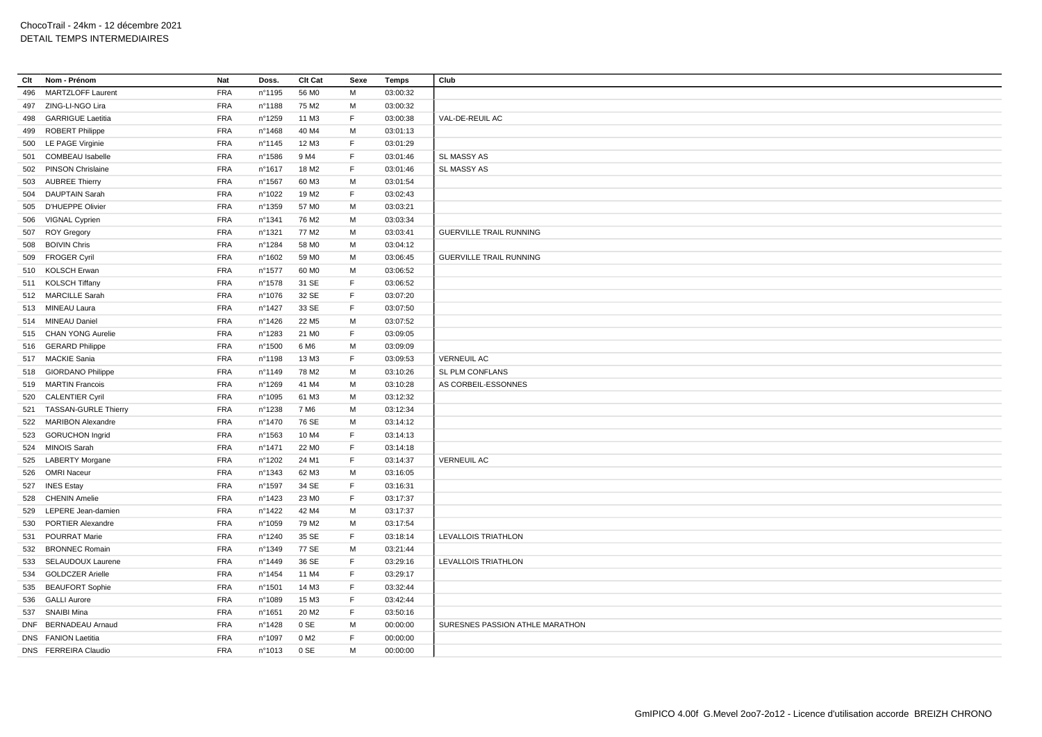ChocoTrail - 24km - 12 décembre 2021
DETAIL TEMPS INTERMEDIAIRES

| Clt | Nom - Prénom | Nat | Doss. | Clt Cat | Sexe | Temps | Club |
|---|---|---|---|---|---|---|---|
| 496 | MARTZLOFF Laurent | FRA | n°1195 | 56 M0 | M | 03:00:32 | |
| 497 | ZING-LI-NGO Lira | FRA | n°1188 | 75 M2 | M | 03:00:32 | |
| 498 | GARRIGUE Laetitia | FRA | n°1259 | 11 M3 | F | 03:00:38 | VAL-DE-REUIL AC |
| 499 | ROBERT Philippe | FRA | n°1468 | 40 M4 | M | 03:01:13 | |
| 500 | LE PAGE Virginie | FRA | n°1145 | 12 M3 | F | 03:01:29 | |
| 501 | COMBEAU Isabelle | FRA | n°1586 | 9 M4 | F | 03:01:46 | SL MASSY AS |
| 502 | PINSON Chrislaine | FRA | n°1617 | 18 M2 | F | 03:01:46 | SL MASSY AS |
| 503 | AUBREE Thierry | FRA | n°1567 | 60 M3 | M | 03:01:54 | |
| 504 | DAUPTAIN Sarah | FRA | n°1022 | 19 M2 | F | 03:02:43 | |
| 505 | D'HUEPPE Olivier | FRA | n°1359 | 57 M0 | M | 03:03:21 | |
| 506 | VIGNAL Cyprien | FRA | n°1341 | 76 M2 | M | 03:03:34 | |
| 507 | ROY Gregory | FRA | n°1321 | 77 M2 | M | 03:03:41 | GUERVILLE TRAIL RUNNING |
| 508 | BOIVIN Chris | FRA | n°1284 | 58 M0 | M | 03:04:12 | |
| 509 | FROGER Cyril | FRA | n°1602 | 59 M0 | M | 03:06:45 | GUERVILLE TRAIL RUNNING |
| 510 | KOLSCH Erwan | FRA | n°1577 | 60 M0 | M | 03:06:52 | |
| 511 | KOLSCH Tiffany | FRA | n°1578 | 31 SE | F | 03:06:52 | |
| 512 | MARCILLE Sarah | FRA | n°1076 | 32 SE | F | 03:07:20 | |
| 513 | MINEAU Laura | FRA | n°1427 | 33 SE | F | 03:07:50 | |
| 514 | MINEAU Daniel | FRA | n°1426 | 22 M5 | M | 03:07:52 | |
| 515 | CHAN YONG Aurelie | FRA | n°1283 | 21 M0 | F | 03:09:05 | |
| 516 | GERARD Philippe | FRA | n°1500 | 6 M6 | M | 03:09:09 | |
| 517 | MACKIE Sania | FRA | n°1198 | 13 M3 | F | 03:09:53 | VERNEUIL AC |
| 518 | GIORDANO Philippe | FRA | n°1149 | 78 M2 | M | 03:10:26 | SL PLM CONFLANS |
| 519 | MARTIN Francois | FRA | n°1269 | 41 M4 | M | 03:10:28 | AS CORBEIL-ESSONNES |
| 520 | CALENTIER Cyril | FRA | n°1095 | 61 M3 | M | 03:12:32 | |
| 521 | TASSAN-GURLE Thierry | FRA | n°1238 | 7 M6 | M | 03:12:34 | |
| 522 | MARIBON Alexandre | FRA | n°1470 | 76 SE | M | 03:14:12 | |
| 523 | GORUCHON Ingrid | FRA | n°1563 | 10 M4 | F | 03:14:13 | |
| 524 | MINOIS Sarah | FRA | n°1471 | 22 M0 | F | 03:14:18 | |
| 525 | LABERTY Morgane | FRA | n°1202 | 24 M1 | F | 03:14:37 | VERNEUIL AC |
| 526 | OMRI Naceur | FRA | n°1343 | 62 M3 | M | 03:16:05 | |
| 527 | INES Estay | FRA | n°1597 | 34 SE | F | 03:16:31 | |
| 528 | CHENIN Amelie | FRA | n°1423 | 23 M0 | F | 03:17:37 | |
| 529 | LEPERE Jean-damien | FRA | n°1422 | 42 M4 | M | 03:17:37 | |
| 530 | PORTIER Alexandre | FRA | n°1059 | 79 M2 | M | 03:17:54 | |
| 531 | POURRAT Marie | FRA | n°1240 | 35 SE | F | 03:18:14 | LEVALLOIS TRIATHLON |
| 532 | BRONNEC Romain | FRA | n°1349 | 77 SE | M | 03:21:44 | |
| 533 | SELAUDOUX Laurene | FRA | n°1449 | 36 SE | F | 03:29:16 | LEVALLOIS TRIATHLON |
| 534 | GOLDCZER Arielle | FRA | n°1454 | 11 M4 | F | 03:29:17 | |
| 535 | BEAUFORT Sophie | FRA | n°1501 | 14 M3 | F | 03:32:44 | |
| 536 | GALLI Aurore | FRA | n°1089 | 15 M3 | F | 03:42:44 | |
| 537 | SNAIBI Mina | FRA | n°1651 | 20 M2 | F | 03:50:16 | |
| DNF | BERNADEAU Arnaud | FRA | n°1428 | 0 SE | M | 00:00:00 | SURESNES PASSION ATHLE MARATHON |
| DNS | FANION Laetitia | FRA | n°1097 | 0 M2 | F | 00:00:00 | |
| DNS | FERREIRA Claudio | FRA | n°1013 | 0 SE | M | 00:00:00 | |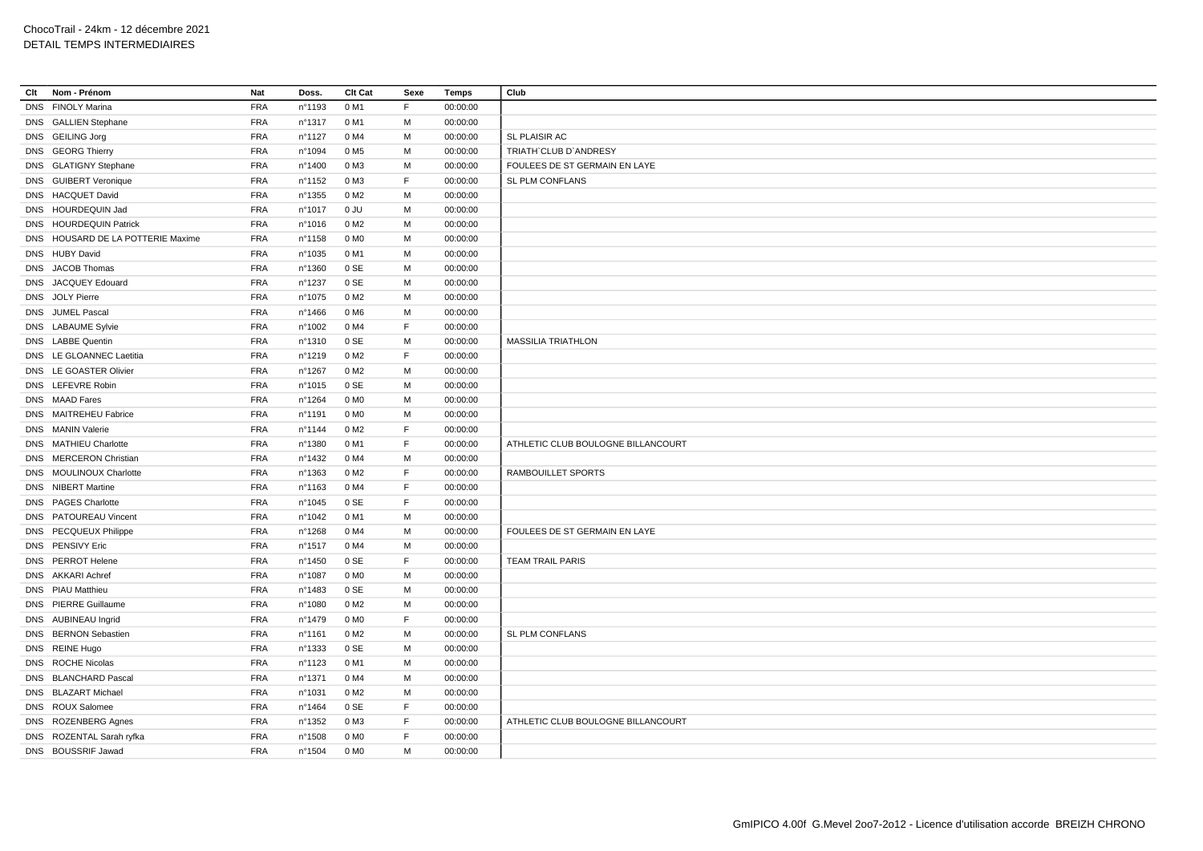ChocoTrail - 24km - 12 décembre 2021
DETAIL TEMPS INTERMEDIAIRES

| Clt | Nom - Prénom | Nat | Doss. | Clt Cat | Sexe | Temps | Club |
|---|---|---|---|---|---|---|---|
| DNS | FINOLY Marina | FRA | n°1193 | 0 M1 | F | 00:00:00 | |
| DNS | GALLIEN Stephane | FRA | n°1317 | 0 M1 | M | 00:00:00 | |
| DNS | GEILING Jorg | FRA | n°1127 | 0 M4 | M | 00:00:00 | SL PLAISIR AC |
| DNS | GEORG Thierry | FRA | n°1094 | 0 M5 | M | 00:00:00 | TRIATH`CLUB D`ANDRESY |
| DNS | GLATIGNY Stephane | FRA | n°1400 | 0 M3 | M | 00:00:00 | FOULEES DE ST GERMAIN EN LAYE |
| DNS | GUIBERT Veronique | FRA | n°1152 | 0 M3 | F | 00:00:00 | SL PLM CONFLANS |
| DNS | HACQUET David | FRA | n°1355 | 0 M2 | M | 00:00:00 | |
| DNS | HOURDEQUIN Jad | FRA | n°1017 | 0 JU | M | 00:00:00 | |
| DNS | HOURDEQUIN Patrick | FRA | n°1016 | 0 M2 | M | 00:00:00 | |
| DNS | HOUSARD DE LA POTTERIE Maxime | FRA | n°1158 | 0 M0 | M | 00:00:00 | |
| DNS | HUBY David | FRA | n°1035 | 0 M1 | M | 00:00:00 | |
| DNS | JACOB Thomas | FRA | n°1360 | 0 SE | M | 00:00:00 | |
| DNS | JACQUEY Edouard | FRA | n°1237 | 0 SE | M | 00:00:00 | |
| DNS | JOLY Pierre | FRA | n°1075 | 0 M2 | M | 00:00:00 | |
| DNS | JUMEL Pascal | FRA | n°1466 | 0 M6 | M | 00:00:00 | |
| DNS | LABAUME Sylvie | FRA | n°1002 | 0 M4 | F | 00:00:00 | |
| DNS | LABBE Quentin | FRA | n°1310 | 0 SE | M | 00:00:00 | MASSILIA TRIATHLON |
| DNS | LE GLOANNEC Laetitia | FRA | n°1219 | 0 M2 | F | 00:00:00 | |
| DNS | LE GOASTER Olivier | FRA | n°1267 | 0 M2 | M | 00:00:00 | |
| DNS | LEFEVRE Robin | FRA | n°1015 | 0 SE | M | 00:00:00 | |
| DNS | MAAD Fares | FRA | n°1264 | 0 M0 | M | 00:00:00 | |
| DNS | MAITREHEU Fabrice | FRA | n°1191 | 0 M0 | M | 00:00:00 | |
| DNS | MANIN Valerie | FRA | n°1144 | 0 M2 | F | 00:00:00 | |
| DNS | MATHIEU Charlotte | FRA | n°1380 | 0 M1 | F | 00:00:00 | ATHLETIC CLUB BOULOGNE BILLANCOURT |
| DNS | MERCERON Christian | FRA | n°1432 | 0 M4 | M | 00:00:00 | |
| DNS | MOULINOUX Charlotte | FRA | n°1363 | 0 M2 | F | 00:00:00 | RAMBOUILLET SPORTS |
| DNS | NIBERT Martine | FRA | n°1163 | 0 M4 | F | 00:00:00 | |
| DNS | PAGES Charlotte | FRA | n°1045 | 0 SE | F | 00:00:00 | |
| DNS | PATOUREAU Vincent | FRA | n°1042 | 0 M1 | M | 00:00:00 | |
| DNS | PECQUEUX Philippe | FRA | n°1268 | 0 M4 | M | 00:00:00 | FOULEES DE ST GERMAIN EN LAYE |
| DNS | PENSIVY Eric | FRA | n°1517 | 0 M4 | M | 00:00:00 | |
| DNS | PERROT Helene | FRA | n°1450 | 0 SE | F | 00:00:00 | TEAM TRAIL PARIS |
| DNS | AKKARI Achref | FRA | n°1087 | 0 M0 | M | 00:00:00 | |
| DNS | PIAU Matthieu | FRA | n°1483 | 0 SE | M | 00:00:00 | |
| DNS | PIERRE Guillaume | FRA | n°1080 | 0 M2 | M | 00:00:00 | |
| DNS | AUBINEAU Ingrid | FRA | n°1479 | 0 M0 | F | 00:00:00 | |
| DNS | BERNON Sebastien | FRA | n°1161 | 0 M2 | M | 00:00:00 | SL PLM CONFLANS |
| DNS | REINE Hugo | FRA | n°1333 | 0 SE | M | 00:00:00 | |
| DNS | ROCHE Nicolas | FRA | n°1123 | 0 M1 | M | 00:00:00 | |
| DNS | BLANCHARD Pascal | FRA | n°1371 | 0 M4 | M | 00:00:00 | |
| DNS | BLAZART Michael | FRA | n°1031 | 0 M2 | M | 00:00:00 | |
| DNS | ROUX Salomee | FRA | n°1464 | 0 SE | F | 00:00:00 | |
| DNS | ROZENBERG Agnes | FRA | n°1352 | 0 M3 | F | 00:00:00 | ATHLETIC CLUB BOULOGNE BILLANCOURT |
| DNS | ROZENTAL Sarah ryfka | FRA | n°1508 | 0 M0 | F | 00:00:00 | |
| DNS | BOUSSRIF Jawad | FRA | n°1504 | 0 M0 | M | 00:00:00 | |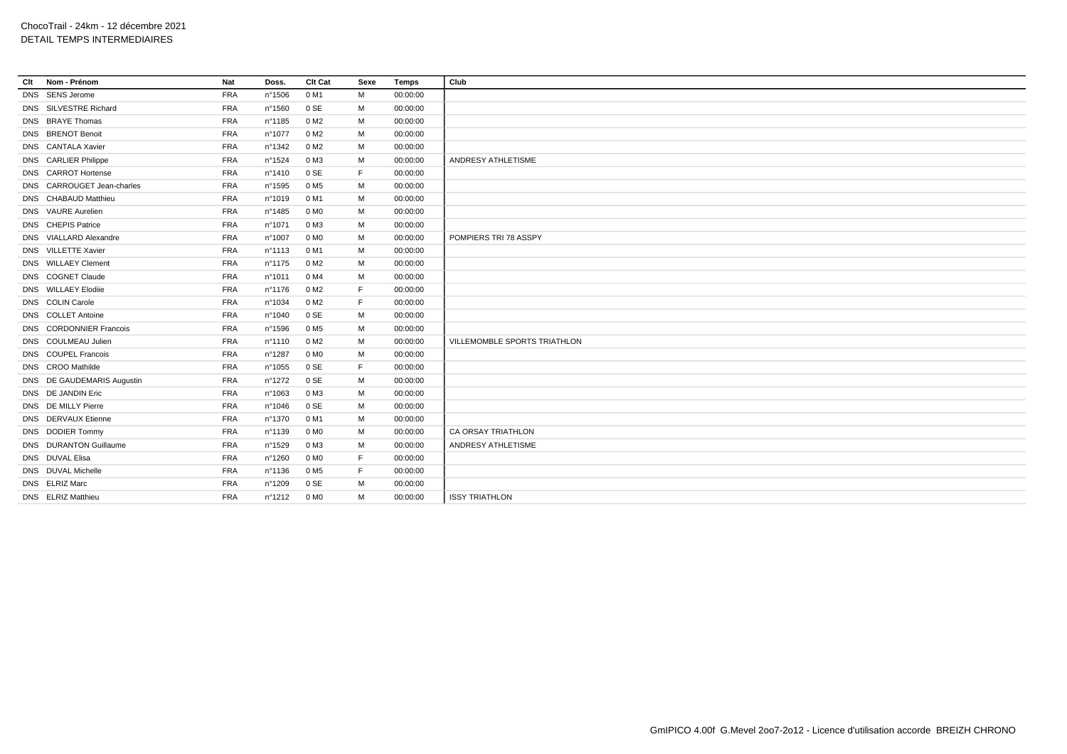ChocoTrail - 24km - 12 décembre 2021
DETAIL TEMPS INTERMEDIAIRES

| Clt | Nom - Prénom | Nat | Doss. | Clt Cat | Sexe | Temps | Club |
|---|---|---|---|---|---|---|---|
| DNS | SENS Jerome | FRA | n°1506 | 0 M1 | M | 00:00:00 | |
| DNS | SILVESTRE Richard | FRA | n°1560 | 0 SE | M | 00:00:00 | |
| DNS | BRAYE Thomas | FRA | n°1185 | 0 M2 | M | 00:00:00 | |
| DNS | BRENOT Benoit | FRA | n°1077 | 0 M2 | M | 00:00:00 | |
| DNS | CANTALA Xavier | FRA | n°1342 | 0 M2 | M | 00:00:00 | |
| DNS | CARLIER Philippe | FRA | n°1524 | 0 M3 | M | 00:00:00 | ANDRESY ATHLETISME |
| DNS | CARROT Hortense | FRA | n°1410 | 0 SE | F | 00:00:00 | |
| DNS | CARROUGET Jean-charles | FRA | n°1595 | 0 M5 | M | 00:00:00 | |
| DNS | CHABAUD Matthieu | FRA | n°1019 | 0 M1 | M | 00:00:00 | |
| DNS | VAURE Aurelien | FRA | n°1485 | 0 M0 | M | 00:00:00 | |
| DNS | CHEPIS Patrice | FRA | n°1071 | 0 M3 | M | 00:00:00 | |
| DNS | VIALLARD Alexandre | FRA | n°1007 | 0 M0 | M | 00:00:00 | POMPIERS TRI 78 ASSPY |
| DNS | VILLETTE Xavier | FRA | n°1113 | 0 M1 | M | 00:00:00 | |
| DNS | WILLAEY Clement | FRA | n°1175 | 0 M2 | M | 00:00:00 | |
| DNS | COGNET Claude | FRA | n°1011 | 0 M4 | M | 00:00:00 | |
| DNS | WILLAEY Elodiie | FRA | n°1176 | 0 M2 | F | 00:00:00 | |
| DNS | COLIN Carole | FRA | n°1034 | 0 M2 | F | 00:00:00 | |
| DNS | COLLET Antoine | FRA | n°1040 | 0 SE | M | 00:00:00 | |
| DNS | CORDONNIER Francois | FRA | n°1596 | 0 M5 | M | 00:00:00 | |
| DNS | COULMEAU Julien | FRA | n°1110 | 0 M2 | M | 00:00:00 | VILLEMOMBLE SPORTS TRIATHLON |
| DNS | COUPEL Francois | FRA | n°1287 | 0 M0 | M | 00:00:00 | |
| DNS | CROO Mathilde | FRA | n°1055 | 0 SE | F | 00:00:00 | |
| DNS | DE GAUDEMARIS Augustin | FRA | n°1272 | 0 SE | M | 00:00:00 | |
| DNS | DE JANDIN Eric | FRA | n°1063 | 0 M3 | M | 00:00:00 | |
| DNS | DE MILLY Pierre | FRA | n°1046 | 0 SE | M | 00:00:00 | |
| DNS | DERVAUX Etienne | FRA | n°1370 | 0 M1 | M | 00:00:00 | |
| DNS | DODIER Tommy | FRA | n°1139 | 0 M0 | M | 00:00:00 | CA ORSAY TRIATHLON |
| DNS | DURANTON Guillaume | FRA | n°1529 | 0 M3 | M | 00:00:00 | ANDRESY ATHLETISME |
| DNS | DUVAL Elisa | FRA | n°1260 | 0 M0 | F | 00:00:00 | |
| DNS | DUVAL Michelle | FRA | n°1136 | 0 M5 | F | 00:00:00 | |
| DNS | ELRIZ Marc | FRA | n°1209 | 0 SE | M | 00:00:00 | |
| DNS | ELRIZ Matthieu | FRA | n°1212 | 0 M0 | M | 00:00:00 | ISSY TRIATHLON |

GmIPICO 4.00f G.Mevel 2oo7-2o12 - Licence d'utilisation accorde BREIZH CHRONO